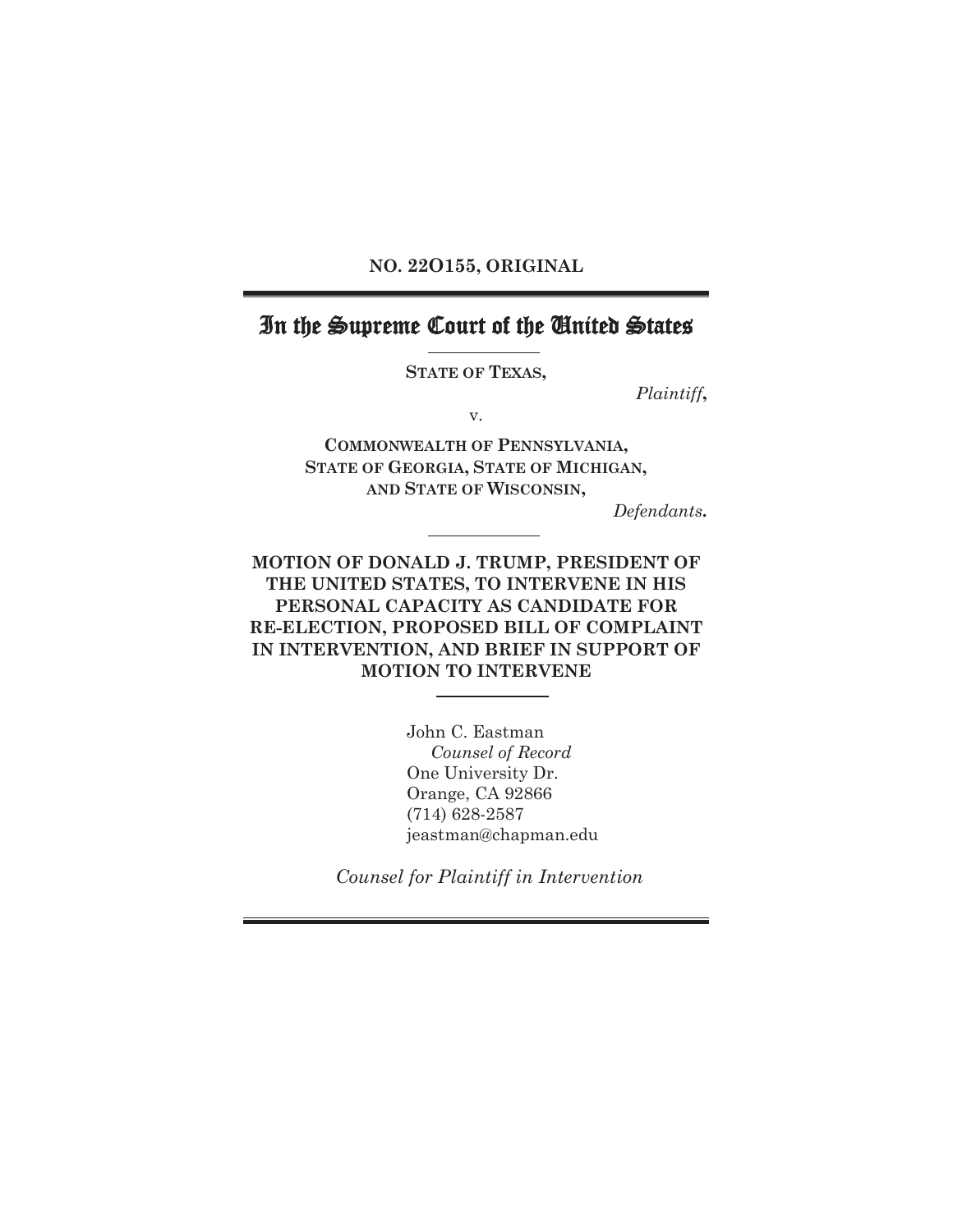NO. 22O155, ORIGINAL

# In the Supreme Court of the United States

**STATE OF TEXAS,**

*Plaintiff*,

v.

**COMMONWEALTH OF PENNSYLVANIA, STATE OF GEORGIA, STATE OF MICHIGAN, AND STATE OF WISCONSIN,**

*Defendants.*

## MOTION OF DONALD J. TRUMP, PRESIDENT OF THE UNITED STATES, TO INTERVENE IN HIS PERSONAL CAPACITY AS CANDIDATE FOR RE-ELECTION, PROPOSED BILL OF COMPLAINT IN INTERVENTION, AND BRIEF IN SUPPORT OF MOTION TO INTERVENE

John C. Eastman
*Counsel of Record*
One University Dr.
Orange, CA 92866
(714) 628-2587
jeastman@chapman.edu

*Counsel for Plaintiff in Intervention*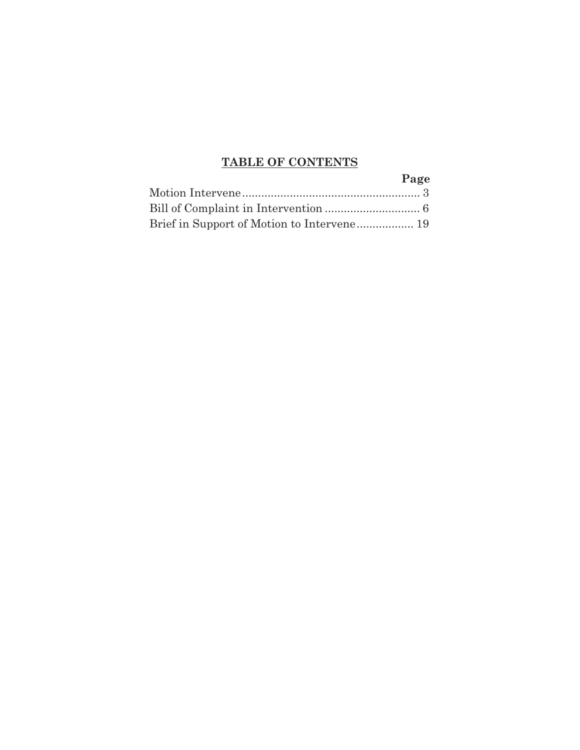## TABLE OF CONTENTS

| | Page |
|---|---|
| Motion Intervene | 3 |
| Bill of Complaint in Intervention | 6 |
| Brief in Support of Motion to Intervene | 19 |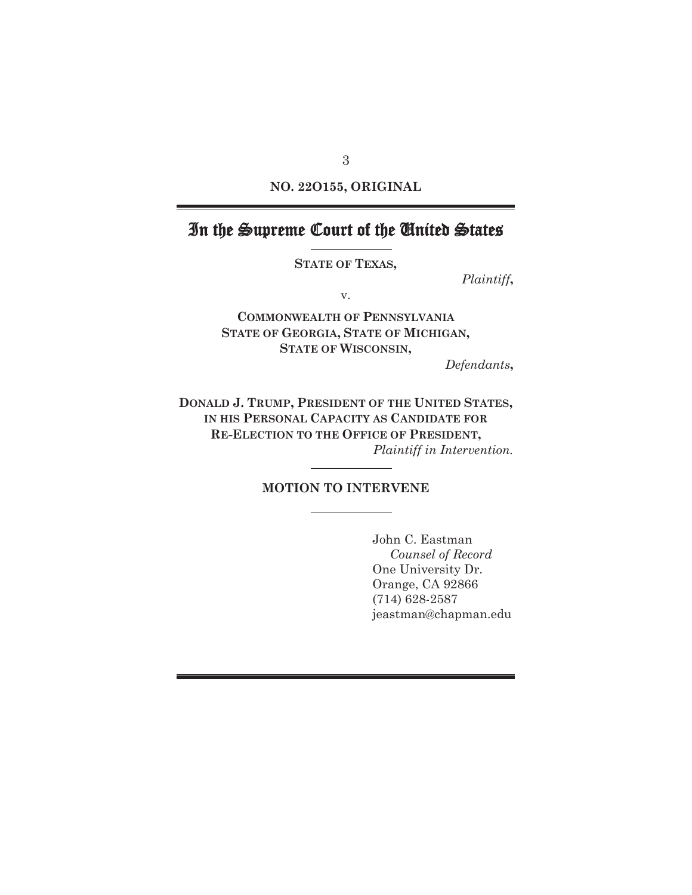**NO. 22O155, ORIGINAL**

# In the Supreme Court of the United States

**STATE OF TEXAS,**

*Plaintiff*,

v.

**COMMONWEALTH OF PENNSYLVANIA**
**STATE OF GEORGIA, STATE OF MICHIGAN,**
**STATE OF WISCONSIN,**

*Defendants*,

**DONALD J. TRUMP, PRESIDENT OF THE UNITED STATES, IN HIS PERSONAL CAPACITY AS CANDIDATE FOR RE-ELECTION TO THE OFFICE OF PRESIDENT,**

*Plaintiff in Intervention.*

## MOTION TO INTERVENE

John C. Eastman
*Counsel of Record*
One University Dr.
Orange, CA 92866
(714) 628-2587
jeastman@chapman.edu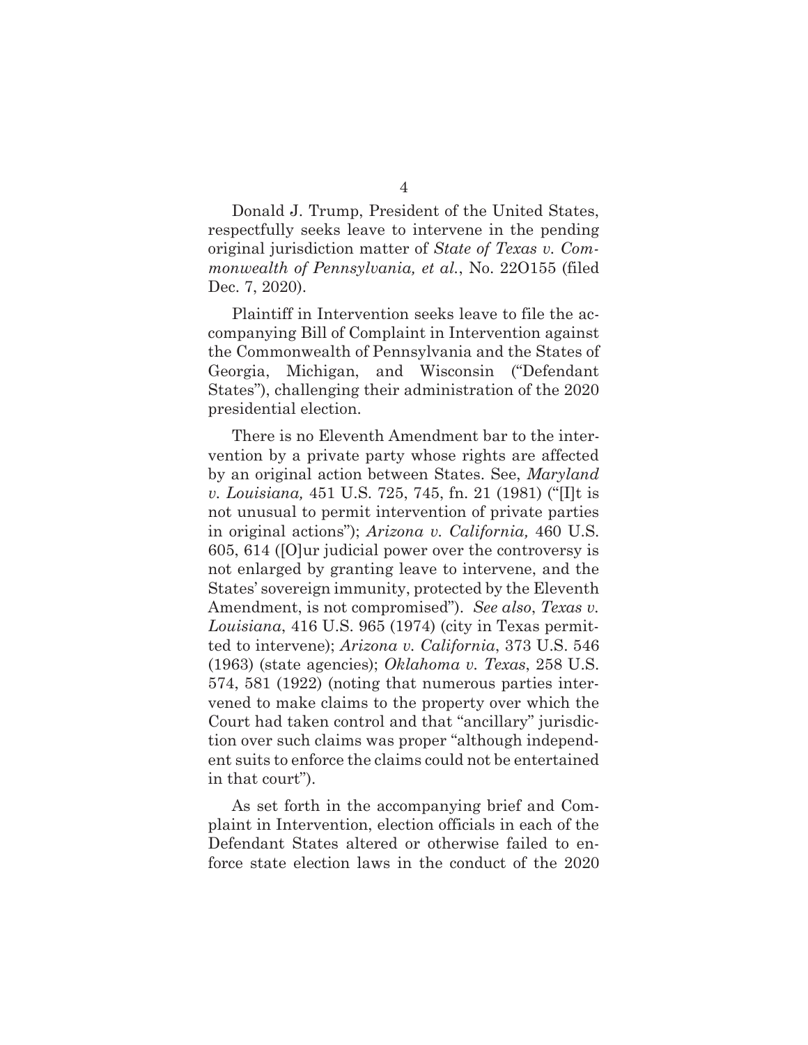Donald J. Trump, President of the United States, respectfully seeks leave to intervene in the pending original jurisdiction matter of *State of Texas v. Commonwealth of Pennsylvania, et al.*, No. 22O155 (filed Dec. 7, 2020).

Plaintiff in Intervention seeks leave to file the accompanying Bill of Complaint in Intervention against the Commonwealth of Pennsylvania and the States of Georgia, Michigan, and Wisconsin ("Defendant States"), challenging their administration of the 2020 presidential election.

There is no Eleventh Amendment bar to the intervention by a private party whose rights are affected by an original action between States. See, *Maryland v. Louisiana,* 451 U.S. 725, 745, fn. 21 (1981) ("[I]t is not unusual to permit intervention of private parties in original actions"); *Arizona v. California,* 460 U.S. 605, 614 ([O]ur judicial power over the controversy is not enlarged by granting leave to intervene, and the States' sovereign immunity, protected by the Eleventh Amendment, is not compromised"). *See also*, *Texas v. Louisiana*, 416 U.S. 965 (1974) (city in Texas permitted to intervene); *Arizona v. California*, 373 U.S. 546 (1963) (state agencies); *Oklahoma v. Texas*, 258 U.S. 574, 581 (1922) (noting that numerous parties intervened to make claims to the property over which the Court had taken control and that "ancillary" jurisdiction over such claims was proper "although independent suits to enforce the claims could not be entertained in that court").

As set forth in the accompanying brief and Complaint in Intervention, election officials in each of the Defendant States altered or otherwise failed to enforce state election laws in the conduct of the 2020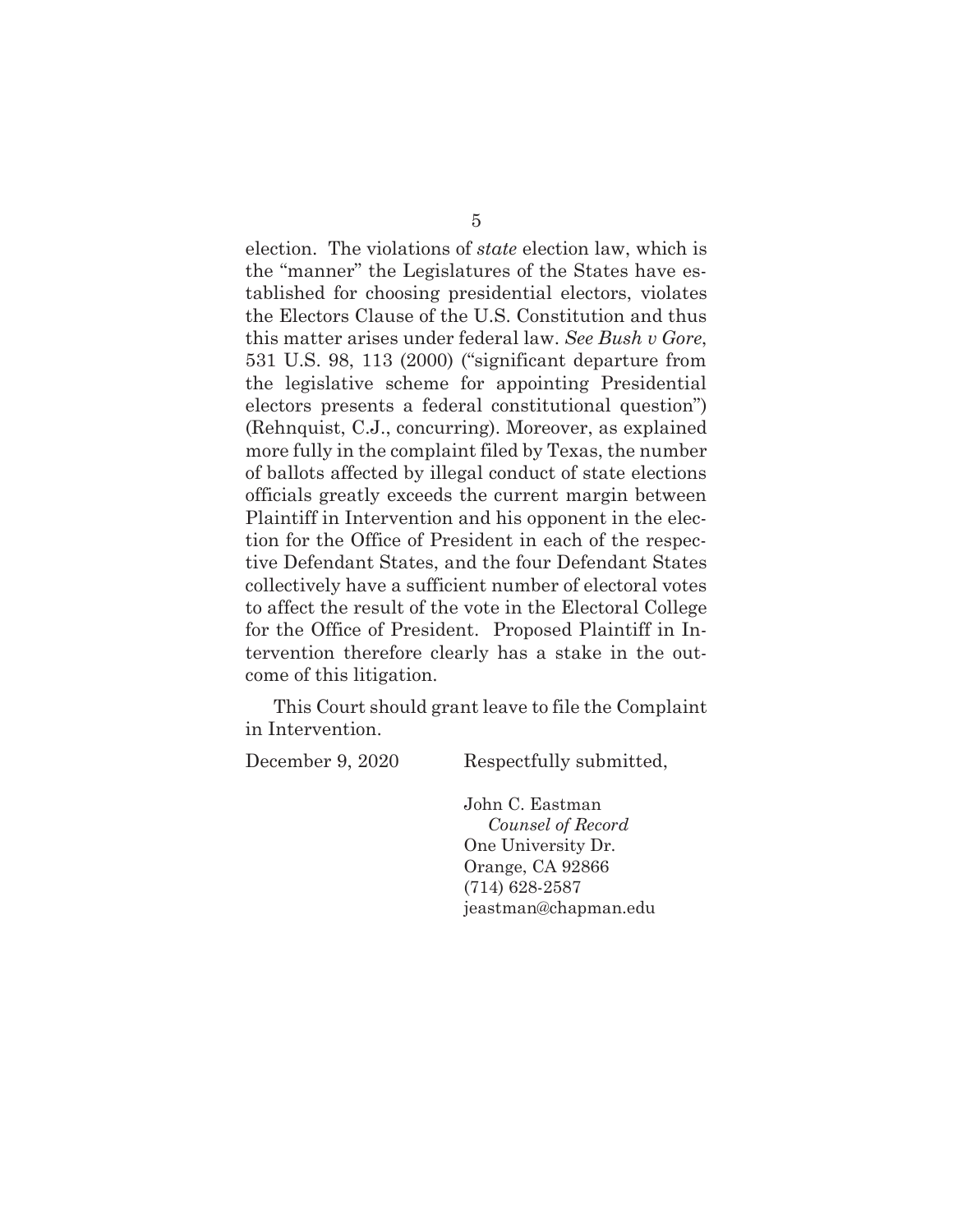election. The violations of *state* election law, which is the "manner" the Legislatures of the States have established for choosing presidential electors, violates the Electors Clause of the U.S. Constitution and thus this matter arises under federal law. *See Bush v Gore*, 531 U.S. 98, 113 (2000) ("significant departure from the legislative scheme for appointing Presidential electors presents a federal constitutional question") (Rehnquist, C.J., concurring). Moreover, as explained more fully in the complaint filed by Texas, the number of ballots affected by illegal conduct of state elections officials greatly exceeds the current margin between Plaintiff in Intervention and his opponent in the election for the Office of President in each of the respective Defendant States, and the four Defendant States collectively have a sufficient number of electoral votes to affect the result of the vote in the Electoral College for the Office of President. Proposed Plaintiff in Intervention therefore clearly has a stake in the outcome of this litigation.

This Court should grant leave to file the Complaint in Intervention.

December 9, 2020

Respectfully submitted,

John C. Eastman
*Counsel of Record*
One University Dr.
Orange, CA 92866
(714) 628-2587
jeastman@chapman.edu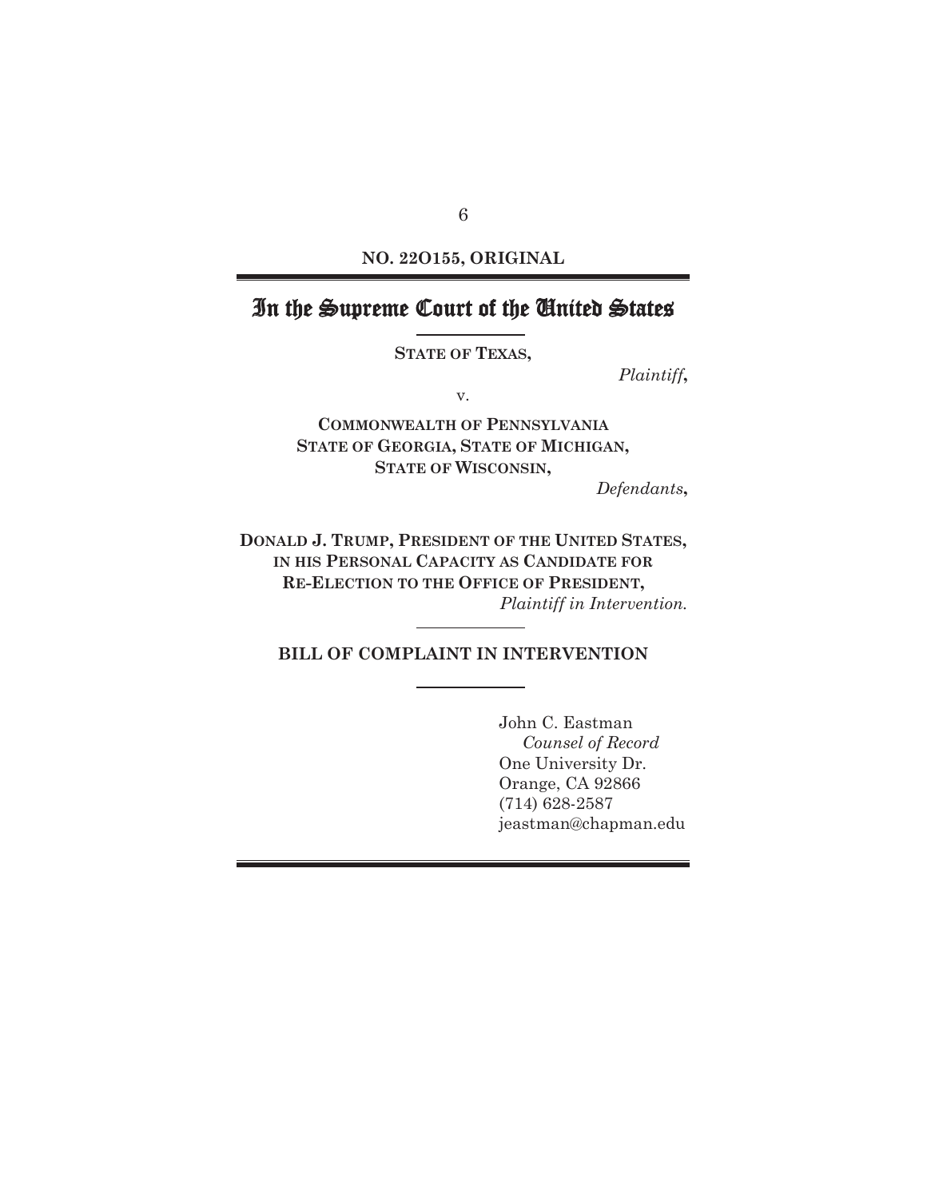**NO. 22O155, ORIGINAL**

# In the Supreme Court of the United States

**STATE OF TEXAS,**

*Plaintiff*,

v.

**COMMONWEALTH OF PENNSYLVANIA**
**STATE OF GEORGIA, STATE OF MICHIGAN,**
**STATE OF WISCONSIN,**

*Defendants*,

**DONALD J. TRUMP, PRESIDENT OF THE UNITED STATES, IN HIS PERSONAL CAPACITY AS CANDIDATE FOR RE-ELECTION TO THE OFFICE OF PRESIDENT,**

*Plaintiff in Intervention.*

## BILL OF COMPLAINT IN INTERVENTION

John C. Eastman
*Counsel of Record*
One University Dr.
Orange, CA 92866
(714) 628-2587
jeastman@chapman.edu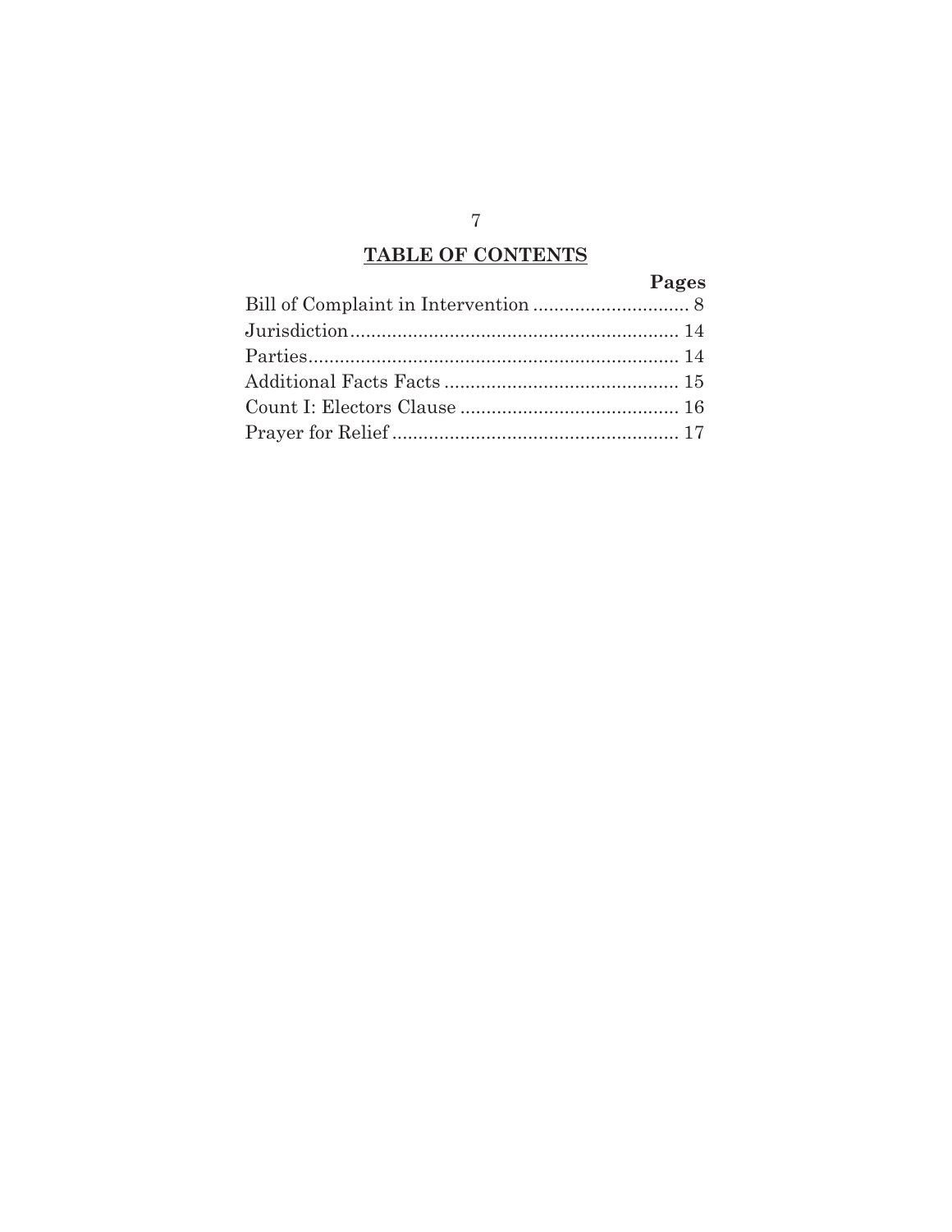## TABLE OF CONTENTS

| | Pages |
|---|---|
| Bill of Complaint in Intervention | 8 |
| Jurisdiction | 14 |
| Parties | 14 |
| Additional Facts Facts | 15 |
| Count I: Electors Clause | 16 |
| Prayer for Relief | 17 |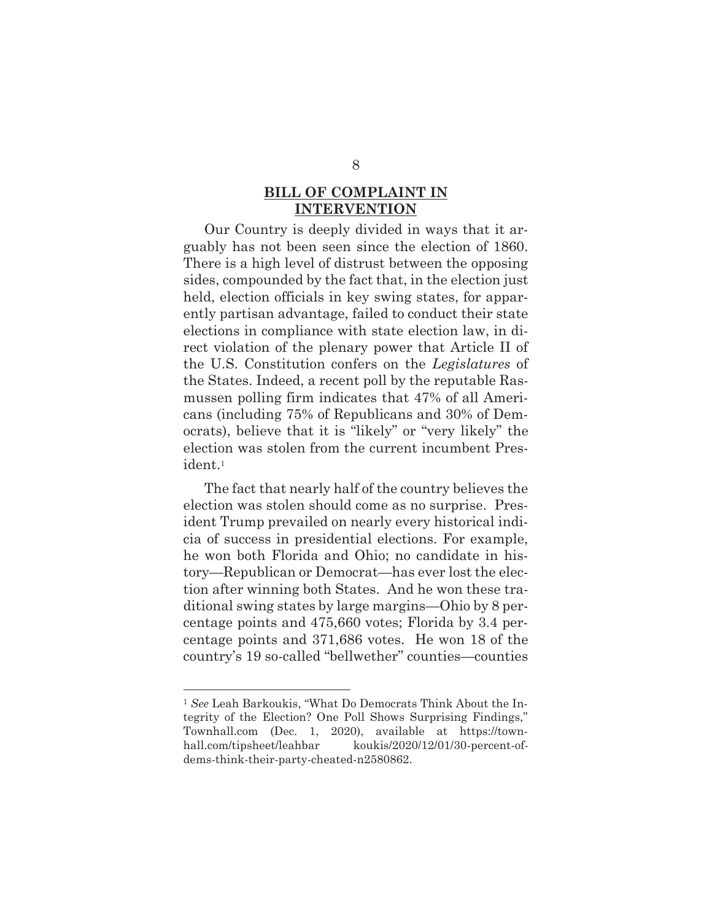## BILL OF COMPLAINT IN INTERVENTION

Our Country is deeply divided in ways that it arguably has not been seen since the election of 1860. There is a high level of distrust between the opposing sides, compounded by the fact that, in the election just held, election officials in key swing states, for apparently partisan advantage, failed to conduct their state elections in compliance with state election law, in direct violation of the plenary power that Article II of the U.S. Constitution confers on the *Legislatures* of the States. Indeed, a recent poll by the reputable Rasmussen polling firm indicates that 47% of all Americans (including 75% of Republicans and 30% of Democrats), believe that it is "likely" or "very likely" the election was stolen from the current incumbent President.[1]

The fact that nearly half of the country believes the election was stolen should come as no surprise. President Trump prevailed on nearly every historical indicia of success in presidential elections. For example, he won both Florida and Ohio; no candidate in history—Republican or Democrat—has ever lost the election after winning both States. And he won these traditional swing states by large margins—Ohio by 8 percentage points and 475,660 votes; Florida by 3.4 percentage points and 371,686 votes. He won 18 of the country's 19 so-called "bellwether" counties—counties

---

[1] *See* Leah Barkoukis, "What Do Democrats Think About the Integrity of the Election? One Poll Shows Surprising Findings," Townhall.com (Dec. 1, 2020), available at https://townhall.com/tipsheet/leahbarkoukis/2020/12/01/30-percent-of-dems-think-their-party-cheated-n2580862.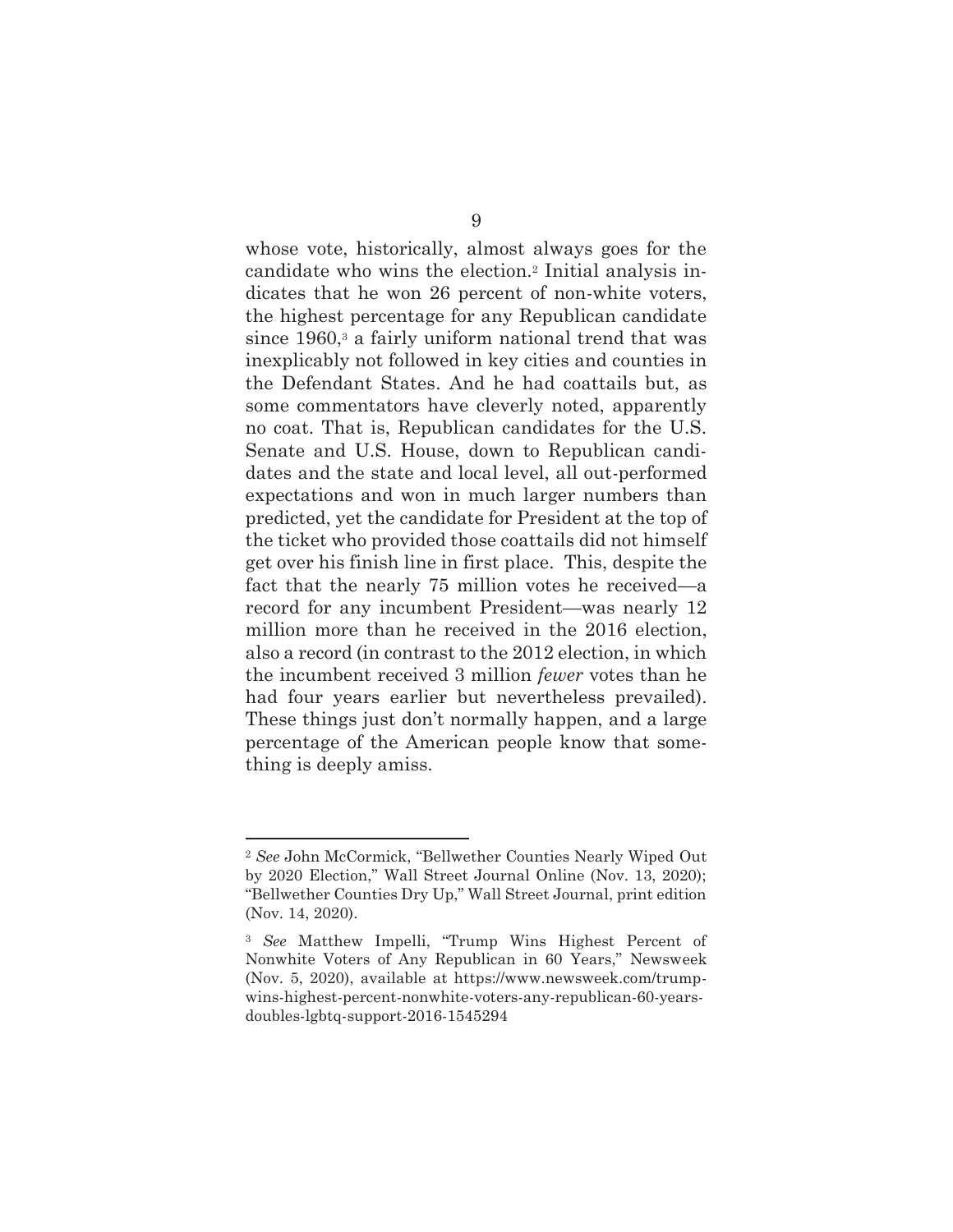whose vote, historically, almost always goes for the candidate who wins the election.[2] Initial analysis indicates that he won 26 percent of non-white voters, the highest percentage for any Republican candidate since 1960,[3] a fairly uniform national trend that was inexplicably not followed in key cities and counties in the Defendant States. And he had coattails but, as some commentators have cleverly noted, apparently no coat. That is, Republican candidates for the U.S. Senate and U.S. House, down to Republican candidates and the state and local level, all out-performed expectations and won in much larger numbers than predicted, yet the candidate for President at the top of the ticket who provided those coattails did not himself get over his finish line in first place. This, despite the fact that the nearly 75 million votes he received—a record for any incumbent President—was nearly 12 million more than he received in the 2016 election, also a record (in contrast to the 2012 election, in which the incumbent received 3 million *fewer* votes than he had four years earlier but nevertheless prevailed). These things just don't normally happen, and a large percentage of the American people know that something is deeply amiss.

---

[2] *See* John McCormick, "Bellwether Counties Nearly Wiped Out by 2020 Election," Wall Street Journal Online (Nov. 13, 2020); "Bellwether Counties Dry Up," Wall Street Journal, print edition (Nov. 14, 2020).

[3] *See* Matthew Impelli, "Trump Wins Highest Percent of Nonwhite Voters of Any Republican in 60 Years," Newsweek (Nov. 5, 2020), available at https://www.newsweek.com/trump-wins-highest-percent-nonwhite-voters-any-republican-60-years-doubles-lgbtq-support-2016-1545294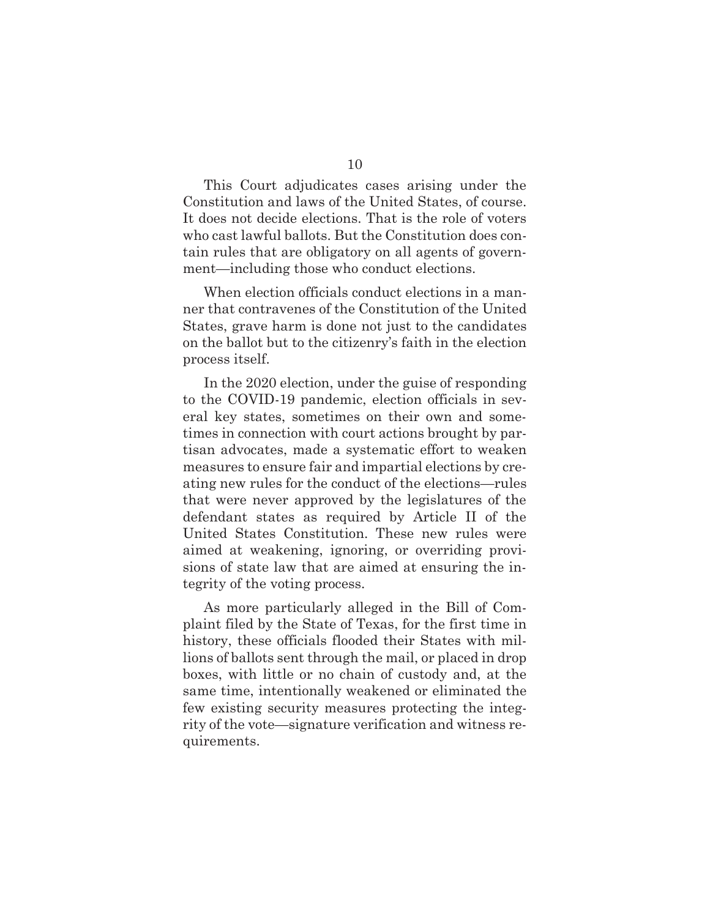This Court adjudicates cases arising under the Constitution and laws of the United States, of course. It does not decide elections. That is the role of voters who cast lawful ballots. But the Constitution does contain rules that are obligatory on all agents of government—including those who conduct elections.

When election officials conduct elections in a manner that contravenes of the Constitution of the United States, grave harm is done not just to the candidates on the ballot but to the citizenry's faith in the election process itself.

In the 2020 election, under the guise of responding to the COVID-19 pandemic, election officials in several key states, sometimes on their own and sometimes in connection with court actions brought by partisan advocates, made a systematic effort to weaken measures to ensure fair and impartial elections by creating new rules for the conduct of the elections—rules that were never approved by the legislatures of the defendant states as required by Article II of the United States Constitution. These new rules were aimed at weakening, ignoring, or overriding provisions of state law that are aimed at ensuring the integrity of the voting process.

As more particularly alleged in the Bill of Complaint filed by the State of Texas, for the first time in history, these officials flooded their States with millions of ballots sent through the mail, or placed in drop boxes, with little or no chain of custody and, at the same time, intentionally weakened or eliminated the few existing security measures protecting the integrity of the vote—signature verification and witness requirements.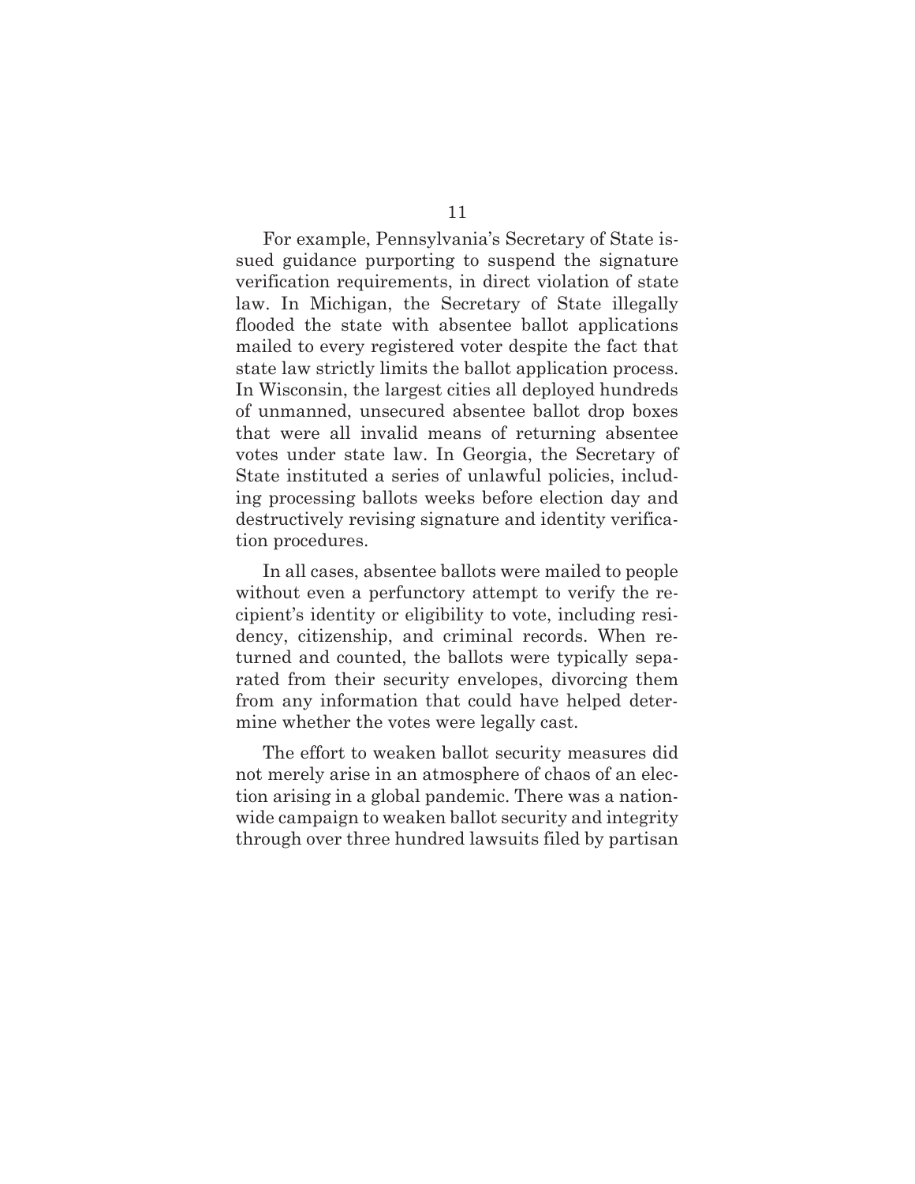For example, Pennsylvania's Secretary of State issued guidance purporting to suspend the signature verification requirements, in direct violation of state law. In Michigan, the Secretary of State illegally flooded the state with absentee ballot applications mailed to every registered voter despite the fact that state law strictly limits the ballot application process. In Wisconsin, the largest cities all deployed hundreds of unmanned, unsecured absentee ballot drop boxes that were all invalid means of returning absentee votes under state law. In Georgia, the Secretary of State instituted a series of unlawful policies, including processing ballots weeks before election day and destructively revising signature and identity verification procedures.

In all cases, absentee ballots were mailed to people without even a perfunctory attempt to verify the recipient's identity or eligibility to vote, including residency, citizenship, and criminal records. When returned and counted, the ballots were typically separated from their security envelopes, divorcing them from any information that could have helped determine whether the votes were legally cast.

The effort to weaken ballot security measures did not merely arise in an atmosphere of chaos of an election arising in a global pandemic. There was a nationwide campaign to weaken ballot security and integrity through over three hundred lawsuits filed by partisan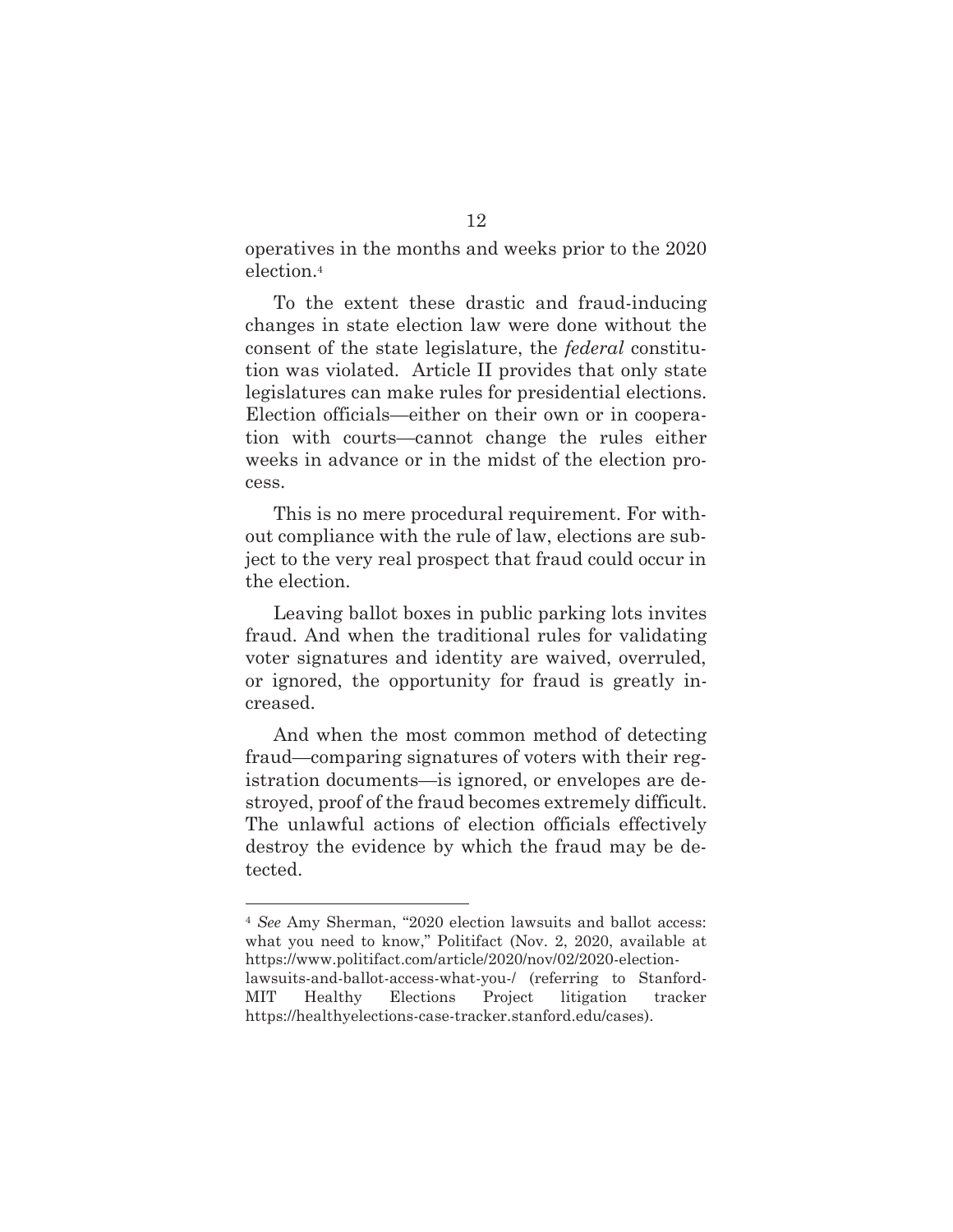operatives in the months and weeks prior to the 2020 election.[4]

To the extent these drastic and fraud-inducing changes in state election law were done without the consent of the state legislature, the *federal* constitution was violated. Article II provides that only state legislatures can make rules for presidential elections. Election officials—either on their own or in cooperation with courts—cannot change the rules either weeks in advance or in the midst of the election process.

This is no mere procedural requirement. For without compliance with the rule of law, elections are subject to the very real prospect that fraud could occur in the election.

Leaving ballot boxes in public parking lots invites fraud. And when the traditional rules for validating voter signatures and identity are waived, overruled, or ignored, the opportunity for fraud is greatly increased.

And when the most common method of detecting fraud—comparing signatures of voters with their registration documents—is ignored, or envelopes are destroyed, proof of the fraud becomes extremely difficult. The unlawful actions of election officials effectively destroy the evidence by which the fraud may be detected.

---

[4] *See* Amy Sherman, "2020 election lawsuits and ballot access: what you need to know," Politifact (Nov. 2, 2020, available at https://www.politifact.com/article/2020/nov/02/2020-election-lawsuits-and-ballot-access-what-you-/ (referring to Stanford-MIT Healthy Elections Project litigation tracker https://healthyelections-case-tracker.stanford.edu/cases).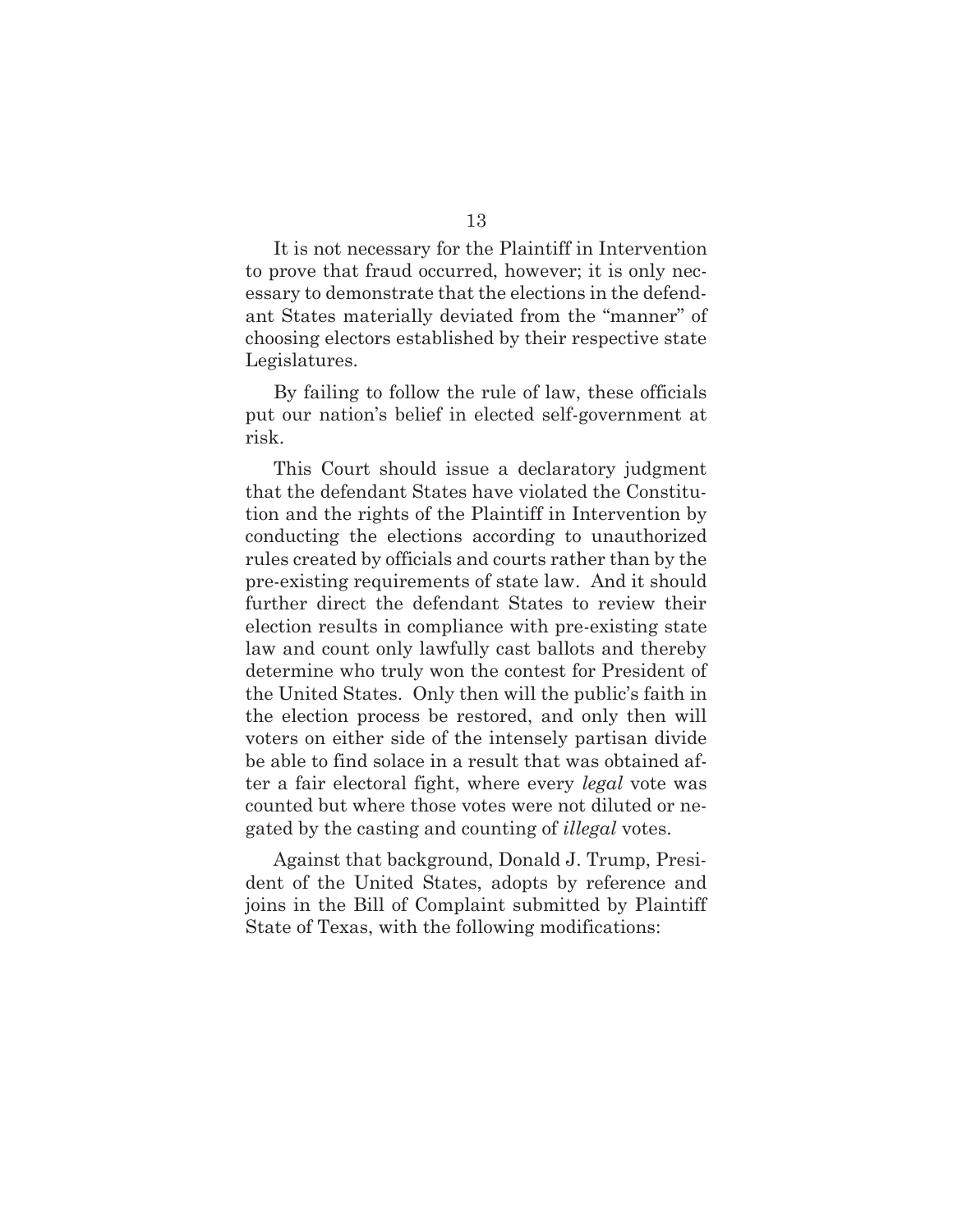It is not necessary for the Plaintiff in Intervention to prove that fraud occurred, however; it is only necessary to demonstrate that the elections in the defendant States materially deviated from the "manner" of choosing electors established by their respective state Legislatures.

By failing to follow the rule of law, these officials put our nation's belief in elected self-government at risk.

This Court should issue a declaratory judgment that the defendant States have violated the Constitution and the rights of the Plaintiff in Intervention by conducting the elections according to unauthorized rules created by officials and courts rather than by the pre-existing requirements of state law. And it should further direct the defendant States to review their election results in compliance with pre-existing state law and count only lawfully cast ballots and thereby determine who truly won the contest for President of the United States. Only then will the public's faith in the election process be restored, and only then will voters on either side of the intensely partisan divide be able to find solace in a result that was obtained after a fair electoral fight, where every *legal* vote was counted but where those votes were not diluted or negated by the casting and counting of *illegal* votes.

Against that background, Donald J. Trump, President of the United States, adopts by reference and joins in the Bill of Complaint submitted by Plaintiff State of Texas, with the following modifications: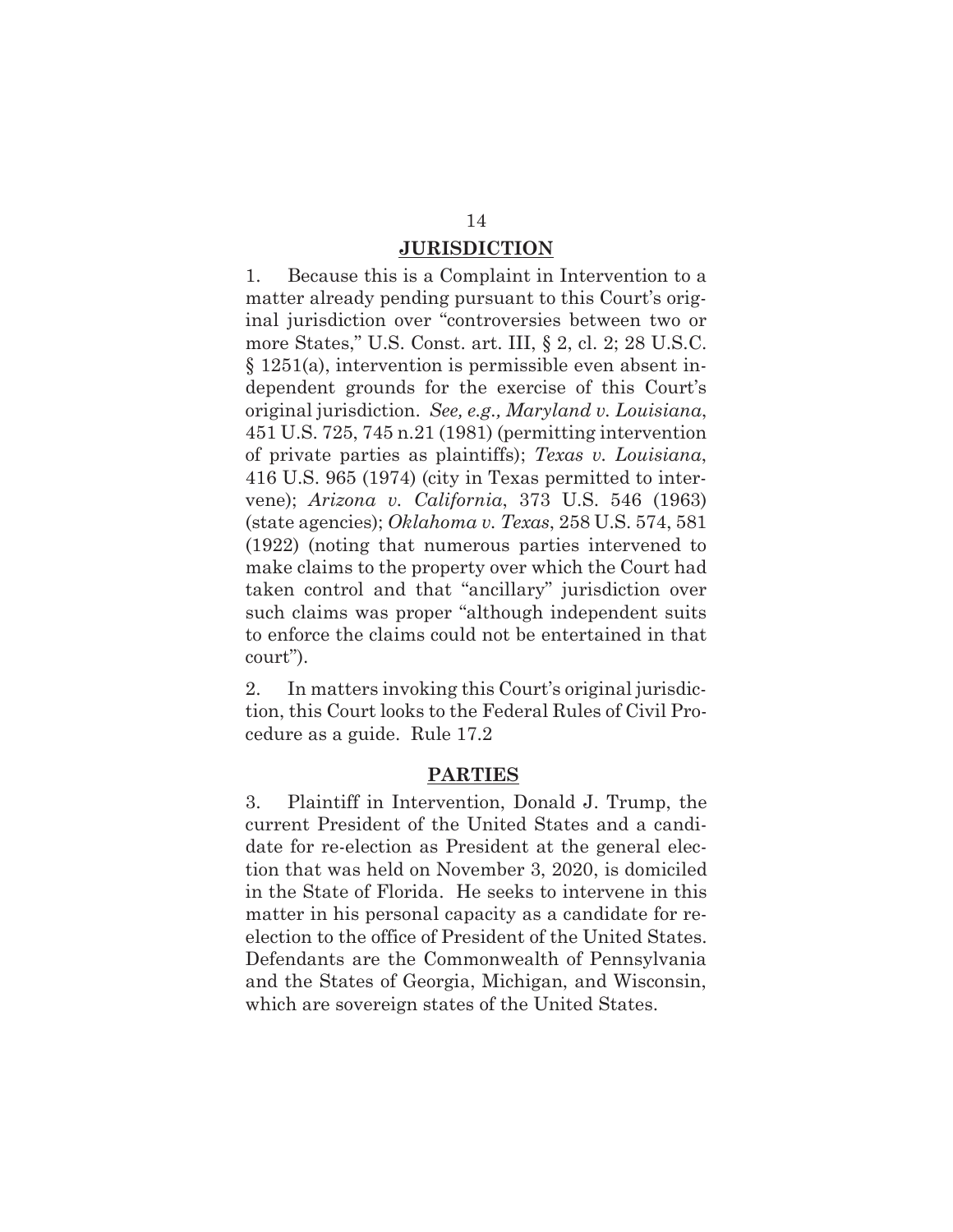## JURISDICTION

1. Because this is a Complaint in Intervention to a matter already pending pursuant to this Court's original jurisdiction over "controversies between two or more States," U.S. Const. art. III, § 2, cl. 2; 28 U.S.C. § 1251(a), intervention is permissible even absent independent grounds for the exercise of this Court's original jurisdiction. *See, e.g., Maryland v. Louisiana*, 451 U.S. 725, 745 n.21 (1981) (permitting intervention of private parties as plaintiffs); *Texas v. Louisiana*, 416 U.S. 965 (1974) (city in Texas permitted to intervene); *Arizona v. California*, 373 U.S. 546 (1963) (state agencies); *Oklahoma v. Texas*, 258 U.S. 574, 581 (1922) (noting that numerous parties intervened to make claims to the property over which the Court had taken control and that "ancillary" jurisdiction over such claims was proper "although independent suits to enforce the claims could not be entertained in that court").

2. In matters invoking this Court's original jurisdiction, this Court looks to the Federal Rules of Civil Procedure as a guide. Rule 17.2

## PARTIES

3. Plaintiff in Intervention, Donald J. Trump, the current President of the United States and a candidate for re-election as President at the general election that was held on November 3, 2020, is domiciled in the State of Florida. He seeks to intervene in this matter in his personal capacity as a candidate for re-election to the office of President of the United States. Defendants are the Commonwealth of Pennsylvania and the States of Georgia, Michigan, and Wisconsin, which are sovereign states of the United States.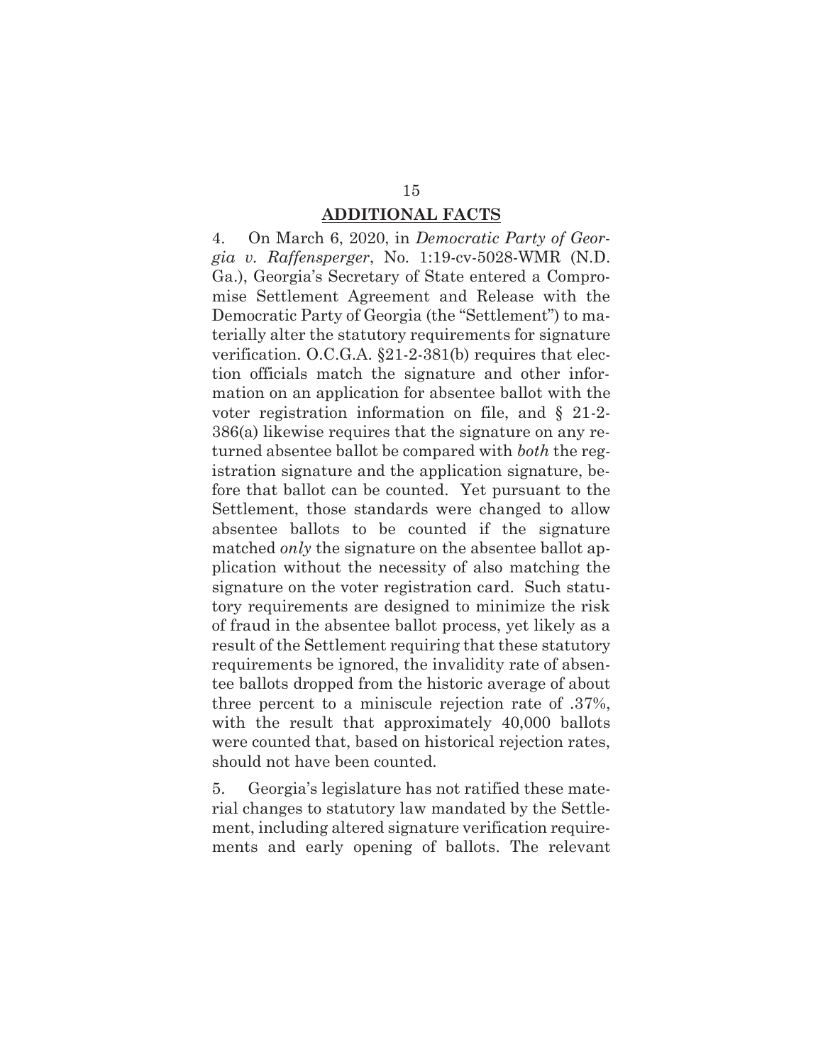## ADDITIONAL FACTS

4. On March 6, 2020, in *Democratic Party of Georgia v. Raffensperger*, No. 1:19-cv-5028-WMR (N.D. Ga.), Georgia's Secretary of State entered a Compromise Settlement Agreement and Release with the Democratic Party of Georgia (the "Settlement") to materially alter the statutory requirements for signature verification. O.C.G.A. §21-2-381(b) requires that election officials match the signature and other information on an application for absentee ballot with the voter registration information on file, and § 21-2-386(a) likewise requires that the signature on any returned absentee ballot be compared with *both* the registration signature and the application signature, before that ballot can be counted. Yet pursuant to the Settlement, those standards were changed to allow absentee ballots to be counted if the signature matched *only* the signature on the absentee ballot application without the necessity of also matching the signature on the voter registration card. Such statutory requirements are designed to minimize the risk of fraud in the absentee ballot process, yet likely as a result of the Settlement requiring that these statutory requirements be ignored, the invalidity rate of absentee ballots dropped from the historic average of about three percent to a miniscule rejection rate of .37%, with the result that approximately 40,000 ballots were counted that, based on historical rejection rates, should not have been counted.

5. Georgia's legislature has not ratified these material changes to statutory law mandated by the Settlement, including altered signature verification requirements and early opening of ballots. The relevant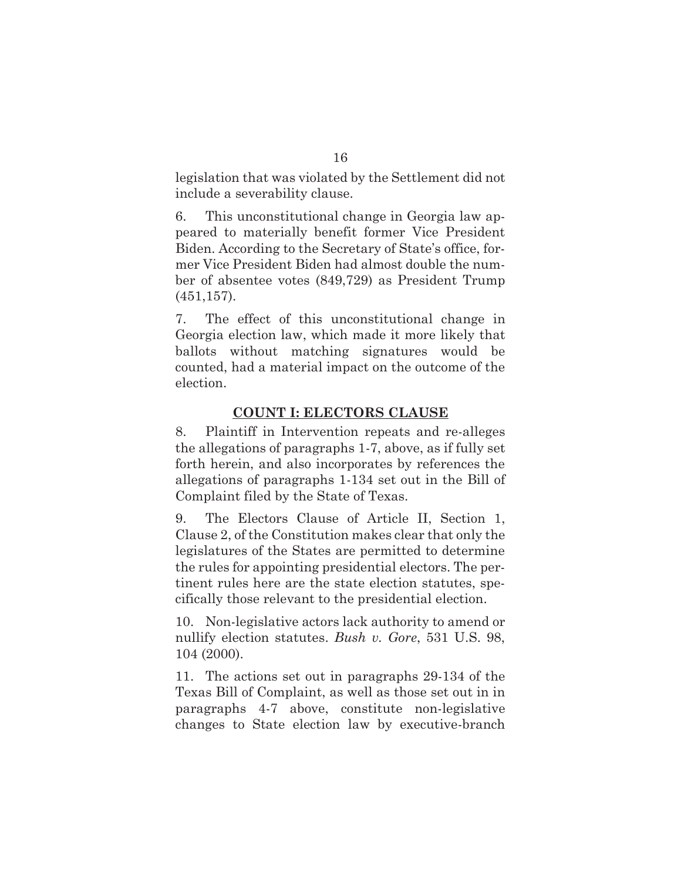legislation that was violated by the Settlement did not include a severability clause.

6. This unconstitutional change in Georgia law appeared to materially benefit former Vice President Biden. According to the Secretary of State's office, former Vice President Biden had almost double the number of absentee votes (849,729) as President Trump (451,157).

7. The effect of this unconstitutional change in Georgia election law, which made it more likely that ballots without matching signatures would be counted, had a material impact on the outcome of the election.

**COUNT I: ELECTORS CLAUSE**

8. Plaintiff in Intervention repeats and re-alleges the allegations of paragraphs 1-7, above, as if fully set forth herein, and also incorporates by references the allegations of paragraphs 1-134 set out in the Bill of Complaint filed by the State of Texas.

9. The Electors Clause of Article II, Section 1, Clause 2, of the Constitution makes clear that only the legislatures of the States are permitted to determine the rules for appointing presidential electors. The pertinent rules here are the state election statutes, specifically those relevant to the presidential election.

10. Non-legislative actors lack authority to amend or nullify election statutes. *Bush v. Gore*, 531 U.S. 98, 104 (2000).

11. The actions set out in paragraphs 29-134 of the Texas Bill of Complaint, as well as those set out in in paragraphs 4-7 above, constitute non-legislative changes to State election law by executive-branch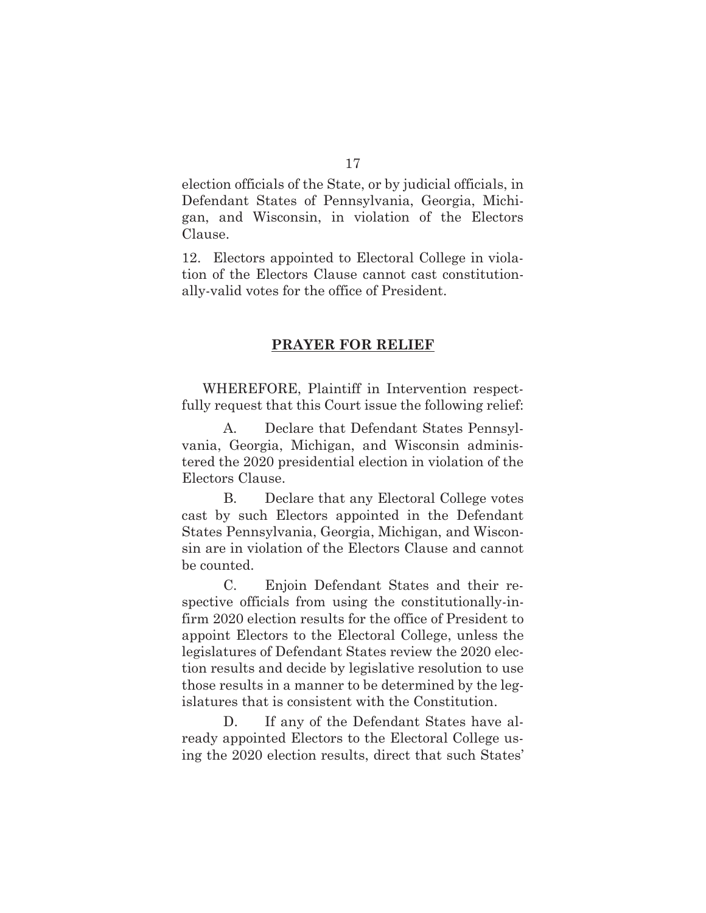election officials of the State, or by judicial officials, in Defendant States of Pennsylvania, Georgia, Michigan, and Wisconsin, in violation of the Electors Clause.

12. Electors appointed to Electoral College in violation of the Electors Clause cannot cast constitutionally-valid votes for the office of President.

## PRAYER FOR RELIEF

WHEREFORE, Plaintiff in Intervention respectfully request that this Court issue the following relief:

A. Declare that Defendant States Pennsylvania, Georgia, Michigan, and Wisconsin administered the 2020 presidential election in violation of the Electors Clause.

B. Declare that any Electoral College votes cast by such Electors appointed in the Defendant States Pennsylvania, Georgia, Michigan, and Wisconsin are in violation of the Electors Clause and cannot be counted.

C. Enjoin Defendant States and their respective officials from using the constitutionally-infirm 2020 election results for the office of President to appoint Electors to the Electoral College, unless the legislatures of Defendant States review the 2020 election results and decide by legislative resolution to use those results in a manner to be determined by the legislatures that is consistent with the Constitution.

D. If any of the Defendant States have already appointed Electors to the Electoral College using the 2020 election results, direct that such States'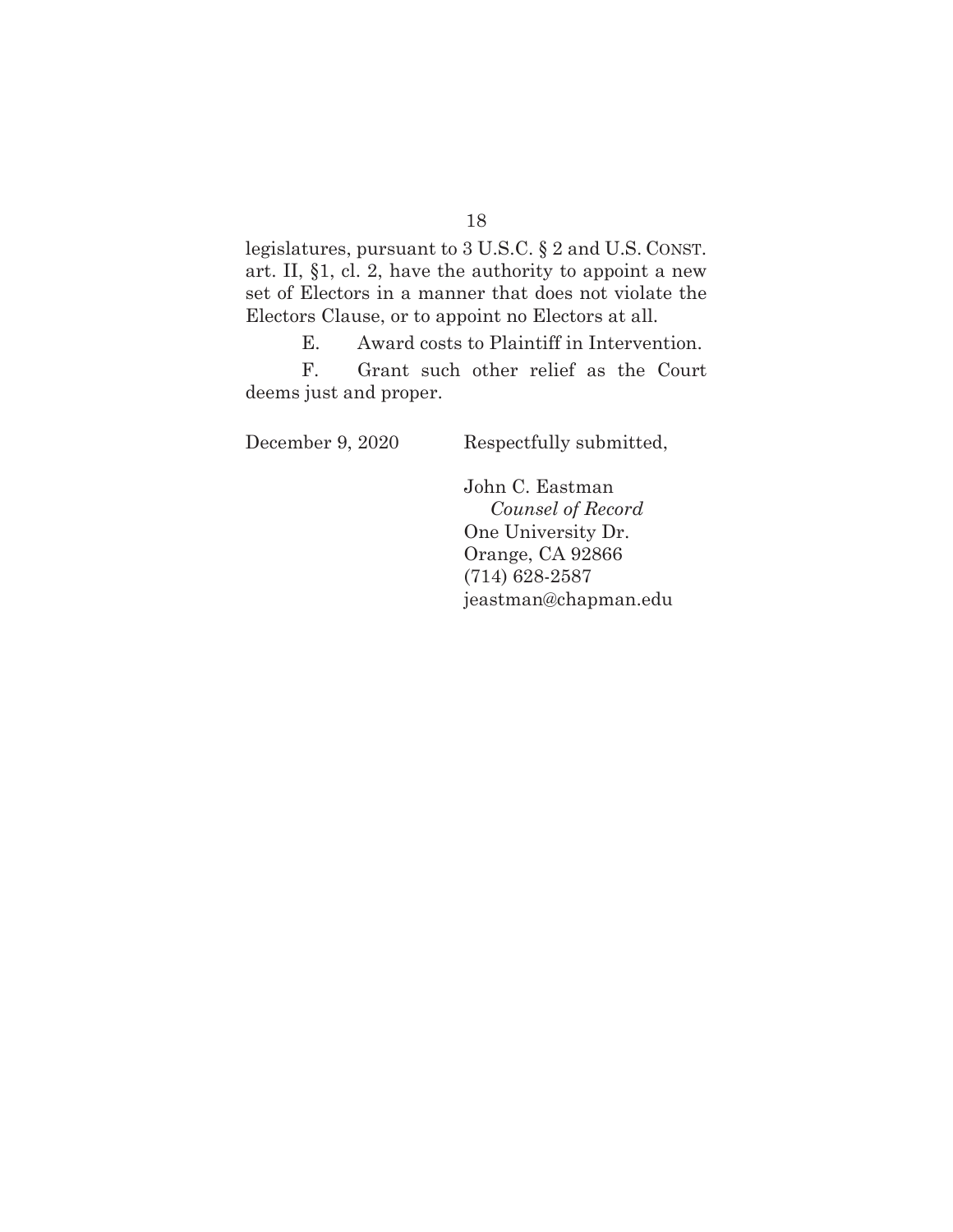legislatures, pursuant to 3 U.S.C. § 2 and U.S. CONST. art. II, §1, cl. 2, have the authority to appoint a new set of Electors in a manner that does not violate the Electors Clause, or to appoint no Electors at all.

E. Award costs to Plaintiff in Intervention.

F. Grant such other relief as the Court deems just and proper.

December 9, 2020

Respectfully submitted,

John C. Eastman
*Counsel of Record*
One University Dr.
Orange, CA 92866
(714) 628-2587
jeastman@chapman.edu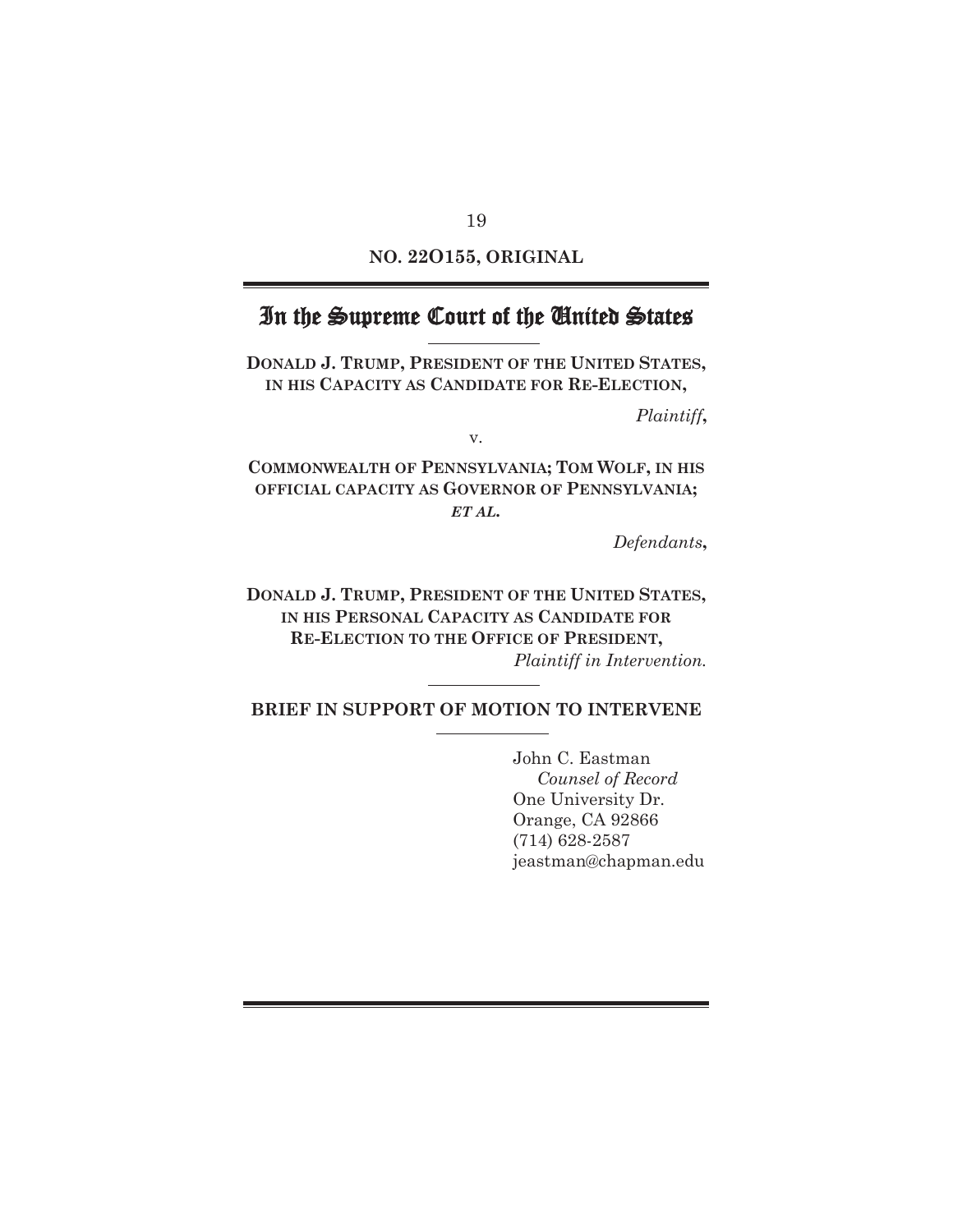**NO. 22O155, ORIGINAL**

# In the Supreme Court of the United States

**DONALD J. TRUMP, PRESIDENT OF THE UNITED STATES, IN HIS CAPACITY AS CANDIDATE FOR RE-ELECTION,**

*Plaintiff*,

v.

**COMMONWEALTH OF PENNSYLVANIA; TOM WOLF, IN HIS OFFICIAL CAPACITY AS GOVERNOR OF PENNSYLVANIA; *ET AL.***

*Defendants*,

**DONALD J. TRUMP, PRESIDENT OF THE UNITED STATES, IN HIS PERSONAL CAPACITY AS CANDIDATE FOR RE-ELECTION TO THE OFFICE OF PRESIDENT,**

*Plaintiff in Intervention.*

**BRIEF IN SUPPORT OF MOTION TO INTERVENE**

John C. Eastman
*Counsel of Record*
One University Dr.
Orange, CA 92866
(714) 628-2587
jeastman@chapman.edu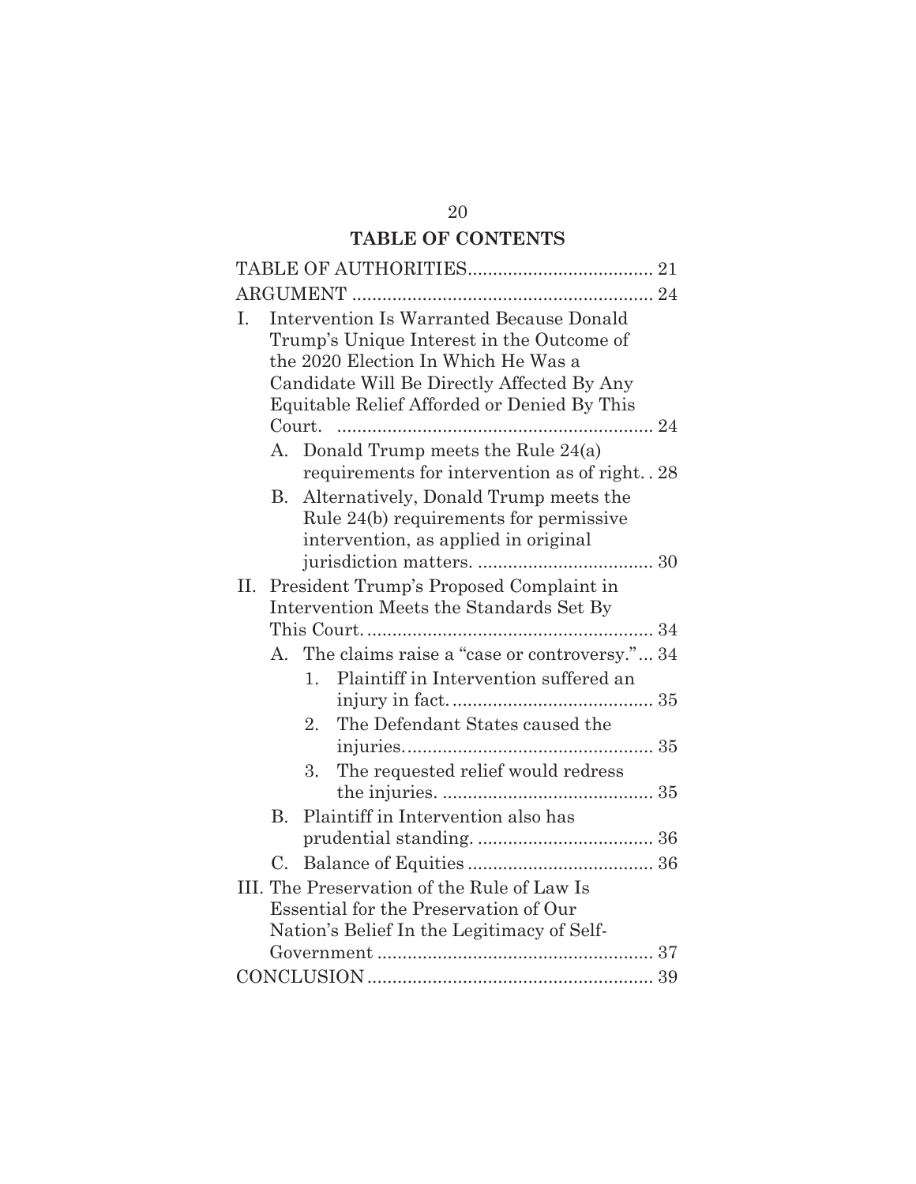## TABLE OF CONTENTS

TABLE OF AUTHORITIES .................................... 21

ARGUMENT ............................................................ 24

I. Intervention Is Warranted Because Donald Trump's Unique Interest in the Outcome of the 2020 Election In Which He Was a Candidate Will Be Directly Affected By Any Equitable Relief Afforded or Denied By This Court. ............................................................... 24

   A. Donald Trump meets the Rule 24(a) requirements for intervention as of right. . 28

   B. Alternatively, Donald Trump meets the Rule 24(b) requirements for permissive intervention, as applied in original jurisdiction matters. ................................... 30

II. President Trump's Proposed Complaint in Intervention Meets the Standards Set By This Court. ......................................................... 34

   A. The claims raise a "case or controversy." ... 34

      1. Plaintiff in Intervention suffered an injury in fact. ........................................ 35

      2. The Defendant States caused the injuries. ................................................. 35

      3. The requested relief would redress the injuries. .......................................... 35

   B. Plaintiff in Intervention also has prudential standing. ................................... 36

   C. Balance of Equities ..................................... 36

III. The Preservation of the Rule of Law Is Essential for the Preservation of Our Nation's Belief In the Legitimacy of Self-Government ....................................................... 37

CONCLUSION ......................................................... 39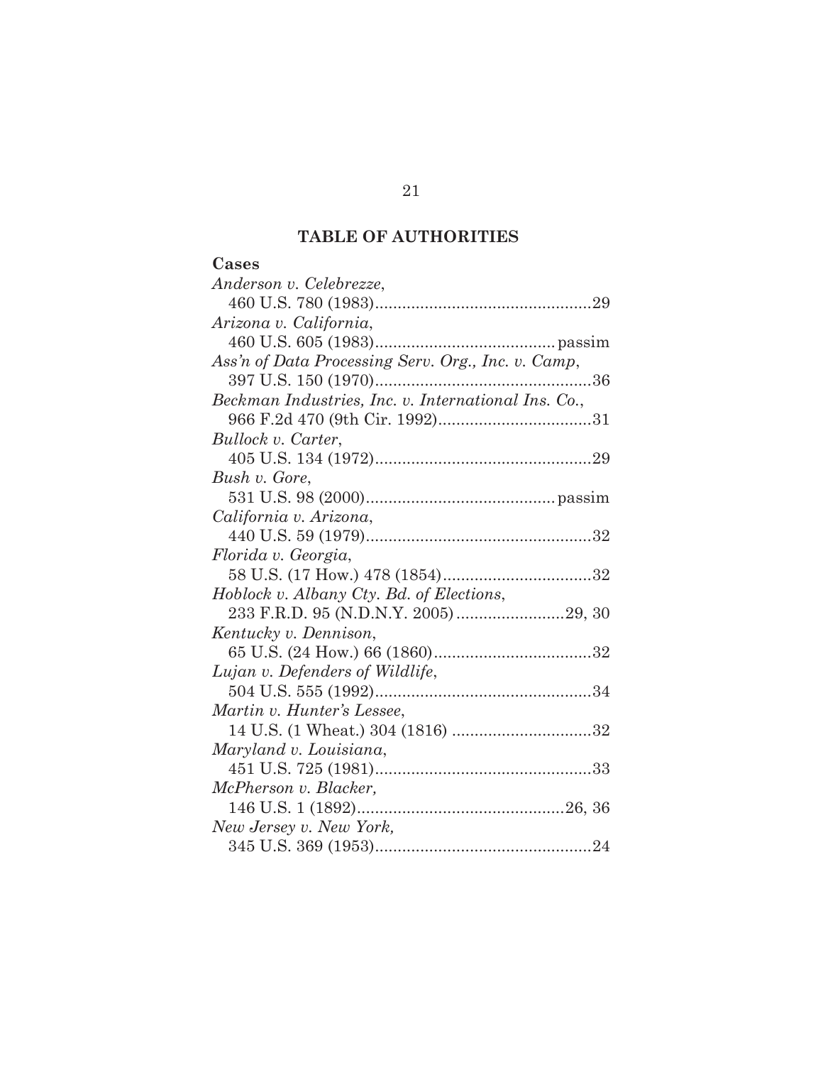## TABLE OF AUTHORITIES

**Cases**

*Anderson v. Celebrezze*,
460 U.S. 780 (1983)................................................29

*Arizona v. California*,
460 U.S. 605 (1983)........................................ passim

*Ass'n of Data Processing Serv. Org., Inc. v. Camp*,
397 U.S. 150 (1970)................................................36

*Beckman Industries, Inc. v. International Ins. Co.*,
966 F.2d 470 (9th Cir. 1992)..................................31

*Bullock v. Carter*,
405 U.S. 134 (1972)................................................29

*Bush v. Gore*,
531 U.S. 98 (2000).......................................... passim

*California v. Arizona*,
440 U.S. 59 (1979)..................................................32

*Florida v. Georgia*,
58 U.S. (17 How.) 478 (1854).................................32

*Hoblock v. Albany Cty. Bd. of Elections*,
233 F.R.D. 95 (N.D.N.Y. 2005)........................29, 30

*Kentucky v. Dennison*,
65 U.S. (24 How.) 66 (1860)...................................32

*Lujan v. Defenders of Wildlife*,
504 U.S. 555 (1992)................................................34

*Martin v. Hunter's Lessee*,
14 U.S. (1 Wheat.) 304 (1816) ...............................32

*Maryland v. Louisiana*,
451 U.S. 725 (1981)................................................33

*McPherson v. Blacker,*
146 U.S. 1 (1892).............................................26, 36

*New Jersey v. New York,*
345 U.S. 369 (1953)................................................24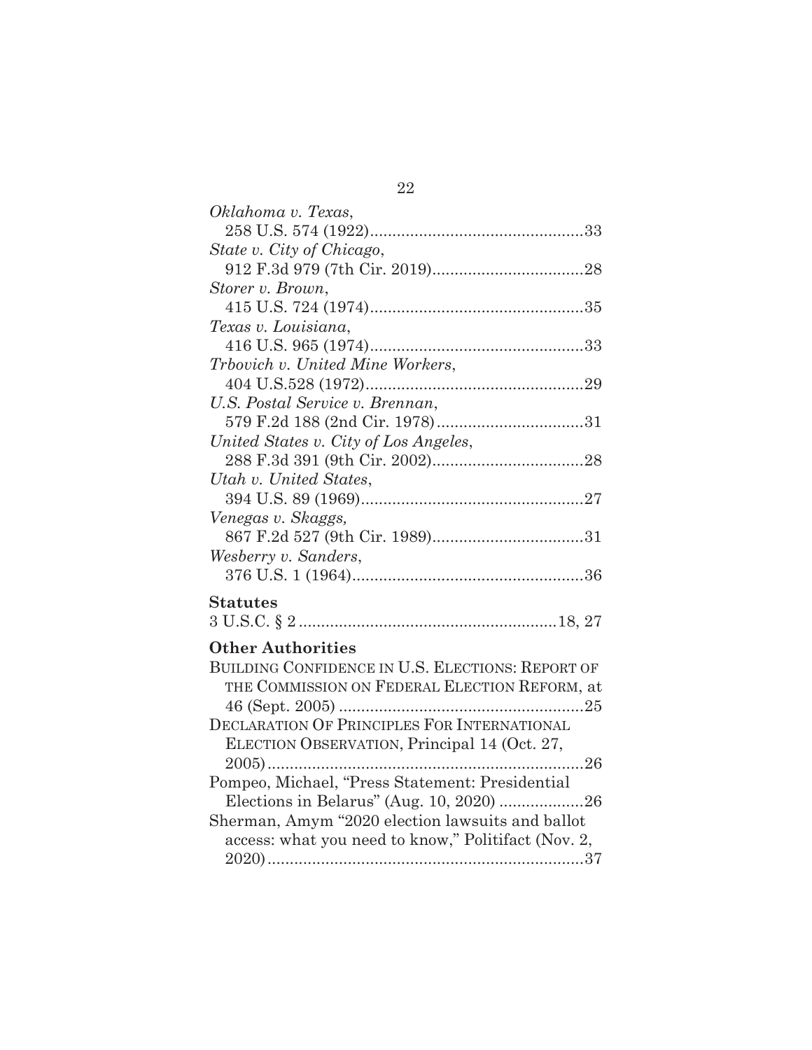*Oklahoma v. Texas*,
258 U.S. 574 (1922)................................................33

*State v. City of Chicago*,
912 F.3d 979 (7th Cir. 2019)..................................28

*Storer v. Brown*,
415 U.S. 724 (1974)................................................35

*Texas v. Louisiana*,
416 U.S. 965 (1974)................................................33

*Trbovich v. United Mine Workers*,
404 U.S.528 (1972).................................................29

*U.S. Postal Service v. Brennan*,
579 F.2d 188 (2nd Cir. 1978).................................31

*United States v. City of Los Angeles*,
288 F.3d 391 (9th Cir. 2002)..................................28

*Utah v. United States*,
394 U.S. 89 (1969)..................................................27

*Venegas v. Skaggs,*
867 F.2d 527 (9th Cir. 1989)..................................31

*Wesberry v. Sanders*,
376 U.S. 1 (1964)....................................................36

**Statutes**

3 U.S.C. § 2.........................................................18, 27

**Other Authorities**

BUILDING CONFIDENCE IN U.S. ELECTIONS: REPORT OF THE COMMISSION ON FEDERAL ELECTION REFORM, at 46 (Sept. 2005) .......................................................25

DECLARATION OF PRINCIPLES FOR INTERNATIONAL ELECTION OBSERVATION, Principal 14 (Oct. 27, 2005).......................................................................26

Pompeo, Michael, "Press Statement: Presidential Elections in Belarus" (Aug. 10, 2020) ...................26

Sherman, Amym "2020 election lawsuits and ballot access: what you need to know," Politifact (Nov. 2, 2020).......................................................................37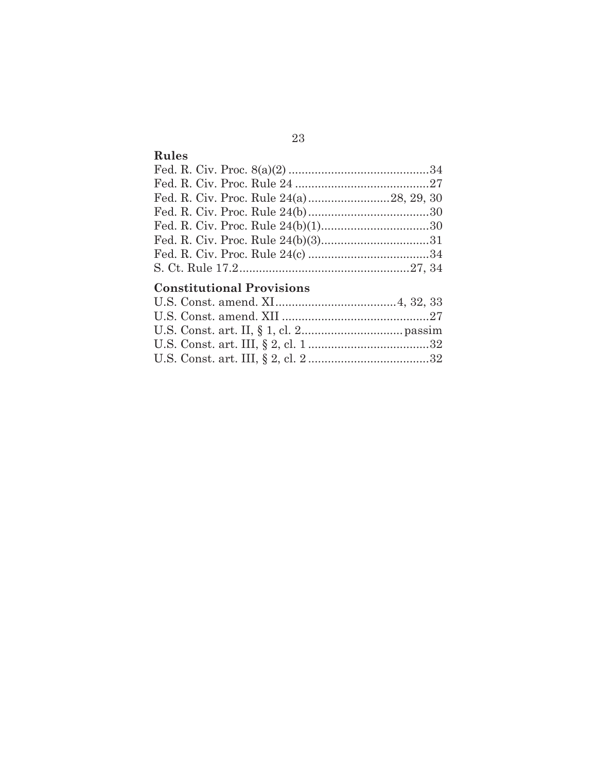## Rules

Fed. R. Civ. Proc. 8(a)(2) ............................................34
Fed. R. Civ. Proc. Rule 24 .........................................27
Fed. R. Civ. Proc. Rule 24(a).........................28, 29, 30
Fed. R. Civ. Proc. Rule 24(b).....................................30
Fed. R. Civ. Proc. Rule 24(b)(1).................................30
Fed. R. Civ. Proc. Rule 24(b)(3).................................31
Fed. R. Civ. Proc. Rule 24(c) .....................................34
S. Ct. Rule 17.2....................................................27, 34

## Constitutional Provisions

U.S. Const. amend. XI....................................4, 32, 33
U.S. Const. amend. XII .............................................27
U.S. Const. art. II, § 1, cl. 2...............................passim
U.S. Const. art. III, § 2, cl. 1 .....................................32
U.S. Const. art. III, § 2, cl. 2 .....................................32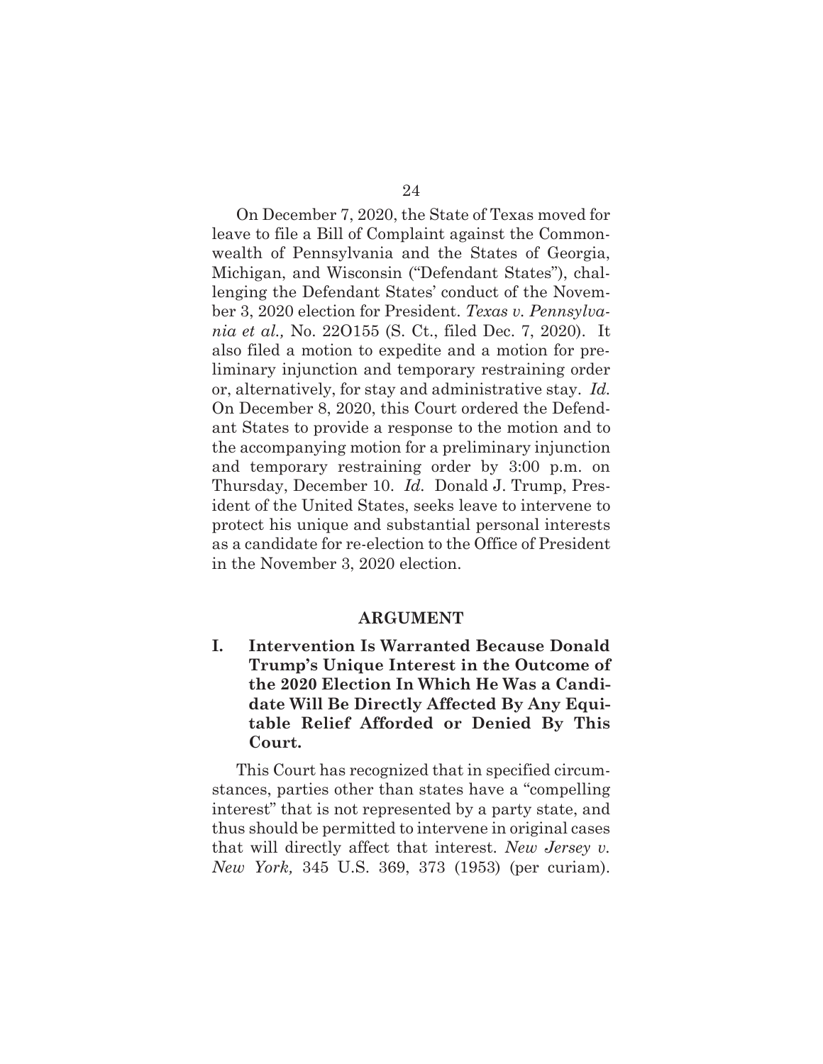On December 7, 2020, the State of Texas moved for leave to file a Bill of Complaint against the Commonwealth of Pennsylvania and the States of Georgia, Michigan, and Wisconsin ("Defendant States"), challenging the Defendant States' conduct of the November 3, 2020 election for President. *Texas v. Pennsylvania et al.,* No. 22O155 (S. Ct., filed Dec. 7, 2020). It also filed a motion to expedite and a motion for preliminary injunction and temporary restraining order or, alternatively, for stay and administrative stay. *Id.* On December 8, 2020, this Court ordered the Defendant States to provide a response to the motion and to the accompanying motion for a preliminary injunction and temporary restraining order by 3:00 p.m. on Thursday, December 10. *Id.* Donald J. Trump, President of the United States, seeks leave to intervene to protect his unique and substantial personal interests as a candidate for re-election to the Office of President in the November 3, 2020 election.

## ARGUMENT

### I. Intervention Is Warranted Because Donald Trump's Unique Interest in the Outcome of the 2020 Election In Which He Was a Candidate Will Be Directly Affected By Any Equitable Relief Afforded or Denied By This Court.

This Court has recognized that in specified circumstances, parties other than states have a "compelling interest" that is not represented by a party state, and thus should be permitted to intervene in original cases that will directly affect that interest. *New Jersey v. New York,* 345 U.S. 369, 373 (1953) (per curiam).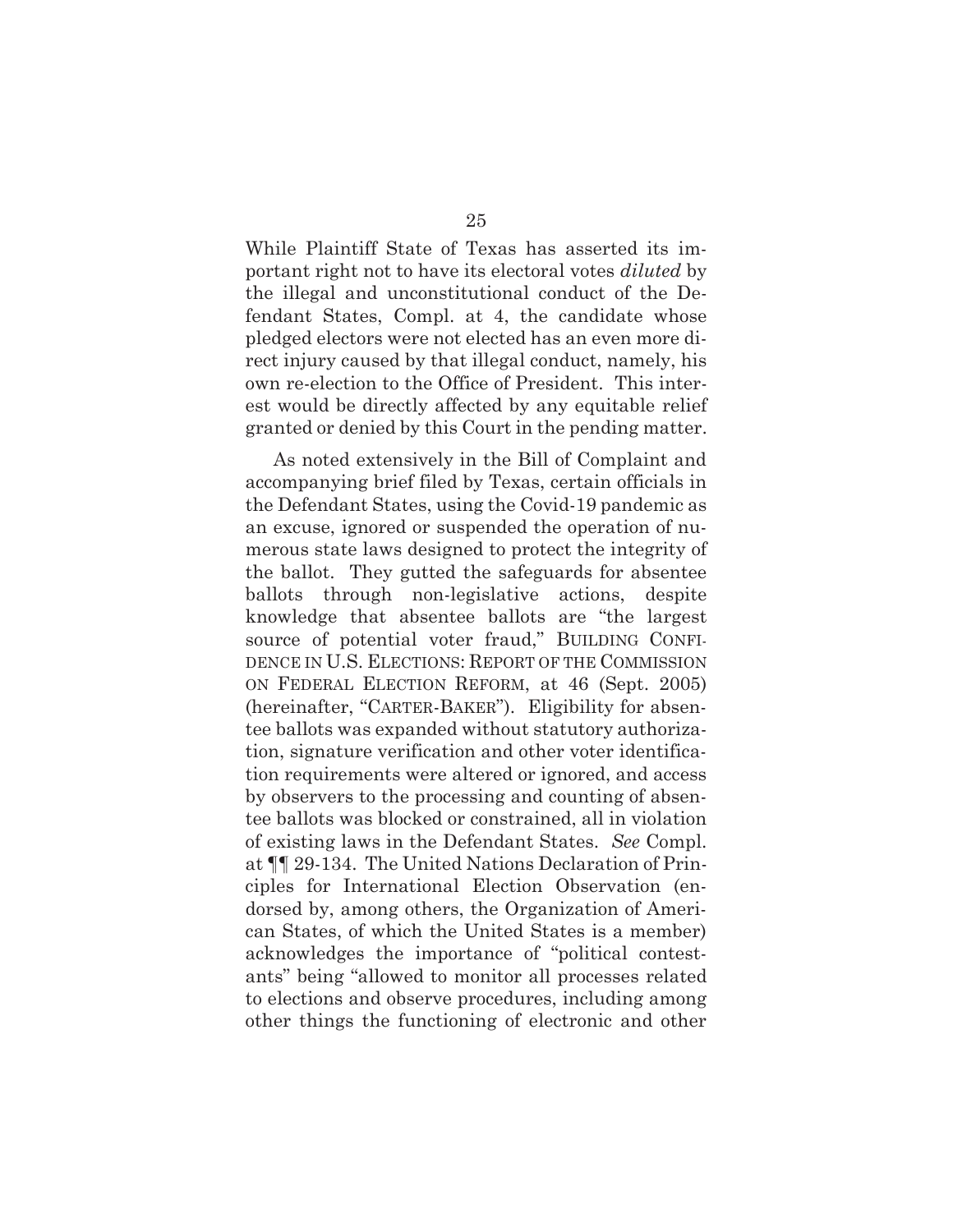While Plaintiff State of Texas has asserted its important right not to have its electoral votes *diluted* by the illegal and unconstitutional conduct of the Defendant States, Compl. at 4, the candidate whose pledged electors were not elected has an even more direct injury caused by that illegal conduct, namely, his own re-election to the Office of President. This interest would be directly affected by any equitable relief granted or denied by this Court in the pending matter.

As noted extensively in the Bill of Complaint and accompanying brief filed by Texas, certain officials in the Defendant States, using the Covid-19 pandemic as an excuse, ignored or suspended the operation of numerous state laws designed to protect the integrity of the ballot. They gutted the safeguards for absentee ballots through non-legislative actions, despite knowledge that absentee ballots are "the largest source of potential voter fraud," BUILDING CONFIDENCE IN U.S. ELECTIONS: REPORT OF THE COMMISSION ON FEDERAL ELECTION REFORM, at 46 (Sept. 2005) (hereinafter, "CARTER-BAKER"). Eligibility for absentee ballots was expanded without statutory authorization, signature verification and other voter identification requirements were altered or ignored, and access by observers to the processing and counting of absentee ballots was blocked or constrained, all in violation of existing laws in the Defendant States. *See* Compl. at ¶¶ 29-134. The United Nations Declaration of Principles for International Election Observation (endorsed by, among others, the Organization of American States, of which the United States is a member) acknowledges the importance of "political contestants" being "allowed to monitor all processes related to elections and observe procedures, including among other things the functioning of electronic and other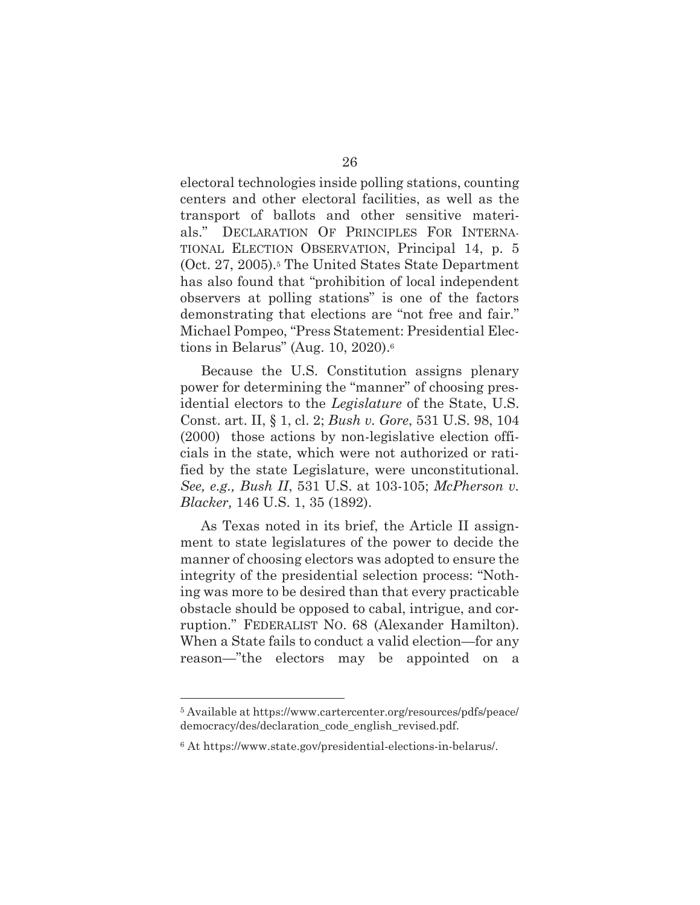electoral technologies inside polling stations, counting centers and other electoral facilities, as well as the transport of ballots and other sensitive materials." DECLARATION OF PRINCIPLES FOR INTERNATIONAL ELECTION OBSERVATION, Principal 14, p. 5 (Oct. 27, 2005).[5] The United States State Department has also found that "prohibition of local independent observers at polling stations" is one of the factors demonstrating that elections are "not free and fair." Michael Pompeo, "Press Statement: Presidential Elections in Belarus" (Aug. 10, 2020).[6]

Because the U.S. Constitution assigns plenary power for determining the "manner" of choosing presidential electors to the *Legislature* of the State, U.S. Const. art. II, § 1, cl. 2; *Bush v. Gore*, 531 U.S. 98, 104 (2000) those actions by non-legislative election officials in the state, which were not authorized or ratified by the state Legislature, were unconstitutional. *See, e.g., Bush II*, 531 U.S. at 103-105; *McPherson v. Blacker,* 146 U.S. 1, 35 (1892).

As Texas noted in its brief, the Article II assignment to state legislatures of the power to decide the manner of choosing electors was adopted to ensure the integrity of the presidential selection process: "Nothing was more to be desired than that every practicable obstacle should be opposed to cabal, intrigue, and corruption." FEDERALIST NO. 68 (Alexander Hamilton). When a State fails to conduct a valid election—for any reason—"the electors may be appointed on a

[5] Available at https://www.cartercenter.org/resources/pdfs/peace/democracy/des/declaration_code_english_revised.pdf.

[6] At https://www.state.gov/presidential-elections-in-belarus/.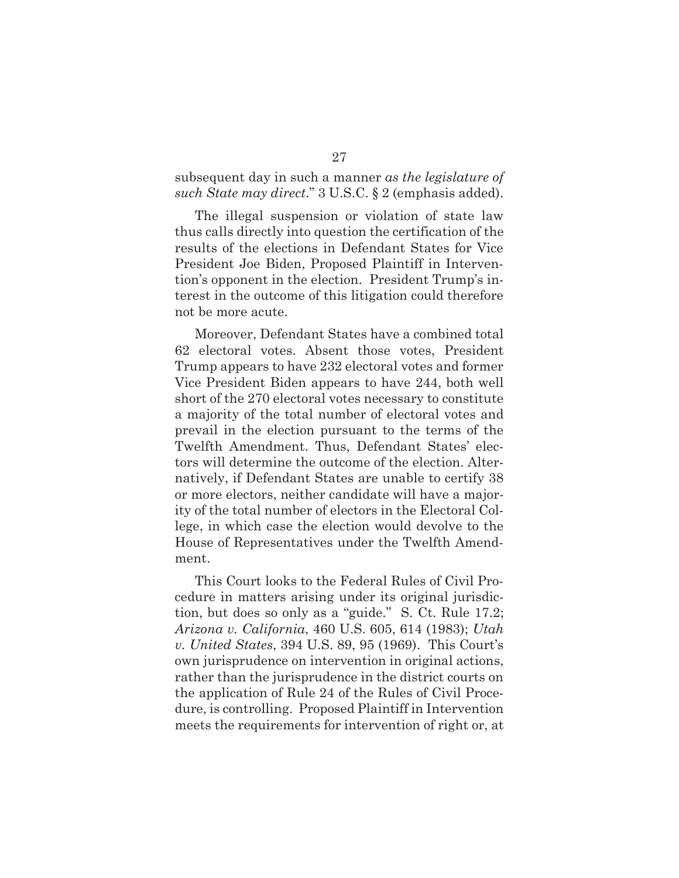subsequent day in such a manner *as the legislature of such State may direct*." 3 U.S.C. § 2 (emphasis added).

The illegal suspension or violation of state law thus calls directly into question the certification of the results of the elections in Defendant States for Vice President Joe Biden, Proposed Plaintiff in Intervention's opponent in the election. President Trump's interest in the outcome of this litigation could therefore not be more acute.

Moreover, Defendant States have a combined total 62 electoral votes. Absent those votes, President Trump appears to have 232 electoral votes and former Vice President Biden appears to have 244, both well short of the 270 electoral votes necessary to constitute a majority of the total number of electoral votes and prevail in the election pursuant to the terms of the Twelfth Amendment. Thus, Defendant States' electors will determine the outcome of the election. Alternatively, if Defendant States are unable to certify 38 or more electors, neither candidate will have a majority of the total number of electors in the Electoral College, in which case the election would devolve to the House of Representatives under the Twelfth Amendment.

This Court looks to the Federal Rules of Civil Procedure in matters arising under its original jurisdiction, but does so only as a "guide." S. Ct. Rule 17.2; *Arizona v. California*, 460 U.S. 605, 614 (1983); *Utah v. United States*, 394 U.S. 89, 95 (1969). This Court's own jurisprudence on intervention in original actions, rather than the jurisprudence in the district courts on the application of Rule 24 of the Rules of Civil Procedure, is controlling. Proposed Plaintiff in Intervention meets the requirements for intervention of right or, at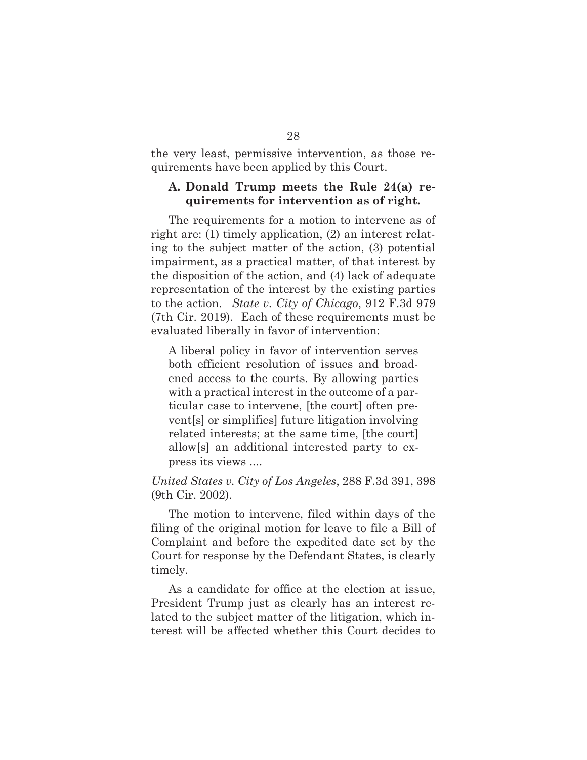the very least, permissive intervention, as those requirements have been applied by this Court.

### A. Donald Trump meets the Rule 24(a) requirements for intervention as of right.

The requirements for a motion to intervene as of right are: (1) timely application, (2) an interest relating to the subject matter of the action, (3) potential impairment, as a practical matter, of that interest by the disposition of the action, and (4) lack of adequate representation of the interest by the existing parties to the action. *State v. City of Chicago*, 912 F.3d 979 (7th Cir. 2019). Each of these requirements must be evaluated liberally in favor of intervention:

> A liberal policy in favor of intervention serves both efficient resolution of issues and broadened access to the courts. By allowing parties with a practical interest in the outcome of a particular case to intervene, [the court] often prevent[s] or simplifies] future litigation involving related interests; at the same time, [the court] allow[s] an additional interested party to express its views ....

*United States v. City of Los Angeles*, 288 F.3d 391, 398 (9th Cir. 2002).

The motion to intervene, filed within days of the filing of the original motion for leave to file a Bill of Complaint and before the expedited date set by the Court for response by the Defendant States, is clearly timely.

As a candidate for office at the election at issue, President Trump just as clearly has an interest related to the subject matter of the litigation, which interest will be affected whether this Court decides to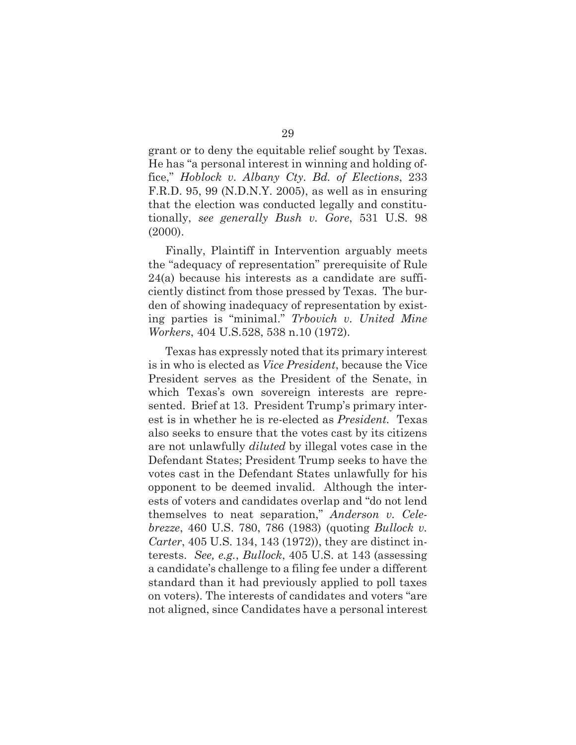grant or to deny the equitable relief sought by Texas. He has "a personal interest in winning and holding office," *Hoblock v. Albany Cty. Bd. of Elections*, 233 F.R.D. 95, 99 (N.D.N.Y. 2005), as well as in ensuring that the election was conducted legally and constitutionally, *see generally Bush v. Gore*, 531 U.S. 98 (2000).

Finally, Plaintiff in Intervention arguably meets the "adequacy of representation" prerequisite of Rule 24(a) because his interests as a candidate are sufficiently distinct from those pressed by Texas. The burden of showing inadequacy of representation by existing parties is "minimal." *Trbovich v. United Mine Workers*, 404 U.S.528, 538 n.10 (1972).

Texas has expressly noted that its primary interest is in who is elected as *Vice President*, because the Vice President serves as the President of the Senate, in which Texas's own sovereign interests are represented. Brief at 13. President Trump's primary interest is in whether he is re-elected as *President*. Texas also seeks to ensure that the votes cast by its citizens are not unlawfully *diluted* by illegal votes case in the Defendant States; President Trump seeks to have the votes cast in the Defendant States unlawfully for his opponent to be deemed invalid. Although the interests of voters and candidates overlap and "do not lend themselves to neat separation," *Anderson v. Celebrezze*, 460 U.S. 780, 786 (1983) (quoting *Bullock v. Carter*, 405 U.S. 134, 143 (1972)), they are distinct interests. *See, e.g.*, *Bullock*, 405 U.S. at 143 (assessing a candidate's challenge to a filing fee under a different standard than it had previously applied to poll taxes on voters). The interests of candidates and voters "are not aligned, since Candidates have a personal interest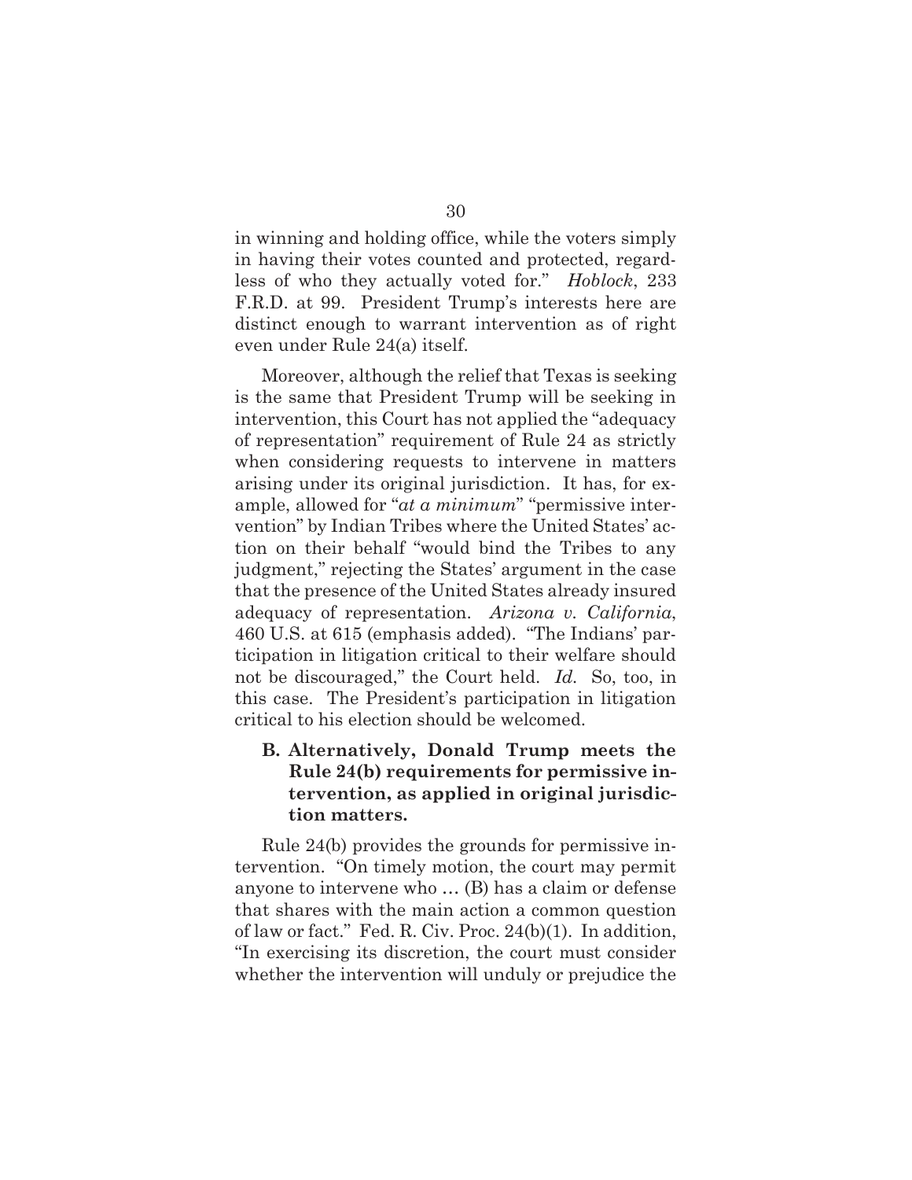in winning and holding office, while the voters simply in having their votes counted and protected, regardless of who they actually voted for." *Hoblock*, 233 F.R.D. at 99. President Trump's interests here are distinct enough to warrant intervention as of right even under Rule 24(a) itself.

Moreover, although the relief that Texas is seeking is the same that President Trump will be seeking in intervention, this Court has not applied the "adequacy of representation" requirement of Rule 24 as strictly when considering requests to intervene in matters arising under its original jurisdiction. It has, for example, allowed for "*at a minimum*" "permissive intervention" by Indian Tribes where the United States' action on their behalf "would bind the Tribes to any judgment," rejecting the States' argument in the case that the presence of the United States already insured adequacy of representation. *Arizona v. California*, 460 U.S. at 615 (emphasis added). "The Indians' participation in litigation critical to their welfare should not be discouraged," the Court held. *Id.* So, too, in this case. The President's participation in litigation critical to his election should be welcomed.

### B. Alternatively, Donald Trump meets the Rule 24(b) requirements for permissive intervention, as applied in original jurisdiction matters.

Rule 24(b) provides the grounds for permissive intervention. "On timely motion, the court may permit anyone to intervene who … (B) has a claim or defense that shares with the main action a common question of law or fact." Fed. R. Civ. Proc. 24(b)(1). In addition, "In exercising its discretion, the court must consider whether the intervention will unduly or prejudice the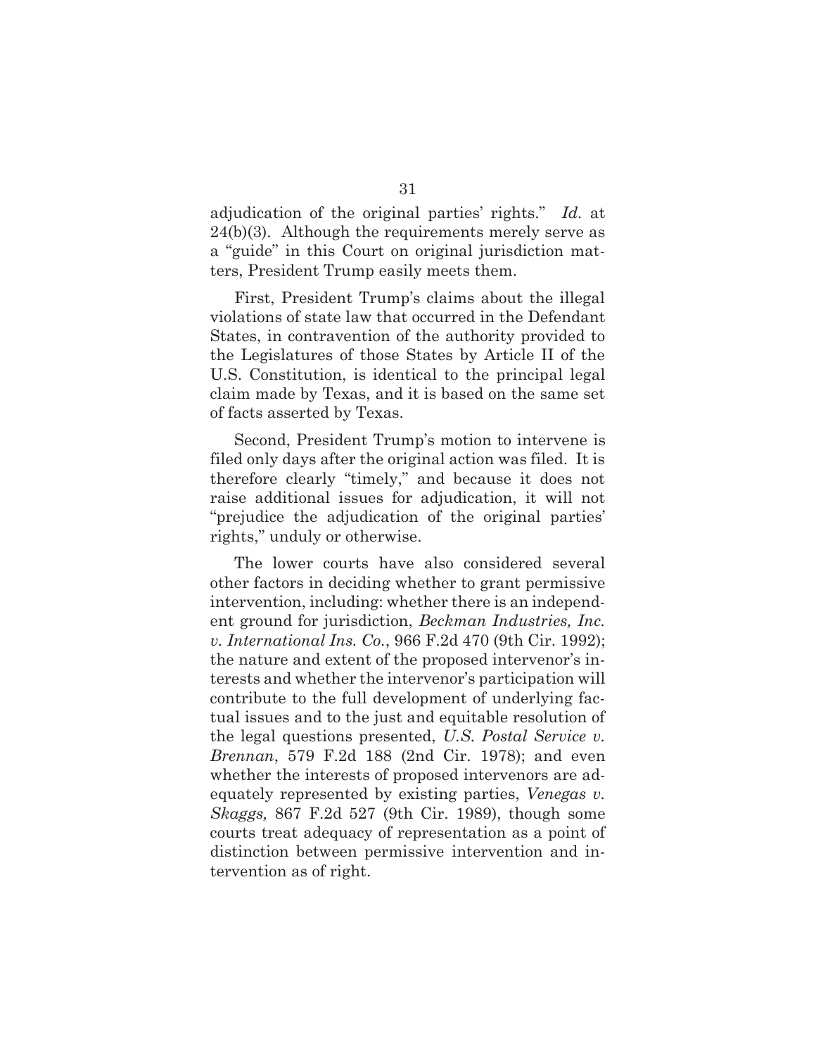adjudication of the original parties' rights." *Id.* at 24(b)(3). Although the requirements merely serve as a "guide" in this Court on original jurisdiction matters, President Trump easily meets them.

First, President Trump's claims about the illegal violations of state law that occurred in the Defendant States, in contravention of the authority provided to the Legislatures of those States by Article II of the U.S. Constitution, is identical to the principal legal claim made by Texas, and it is based on the same set of facts asserted by Texas.

Second, President Trump's motion to intervene is filed only days after the original action was filed. It is therefore clearly "timely," and because it does not raise additional issues for adjudication, it will not "prejudice the adjudication of the original parties' rights," unduly or otherwise.

The lower courts have also considered several other factors in deciding whether to grant permissive intervention, including: whether there is an independent ground for jurisdiction, *Beckman Industries, Inc. v. International Ins. Co.*, 966 F.2d 470 (9th Cir. 1992); the nature and extent of the proposed intervenor's interests and whether the intervenor's participation will contribute to the full development of underlying factual issues and to the just and equitable resolution of the legal questions presented, *U.S. Postal Service v. Brennan*, 579 F.2d 188 (2nd Cir. 1978); and even whether the interests of proposed intervenors are adequately represented by existing parties, *Venegas v. Skaggs,* 867 F.2d 527 (9th Cir. 1989), though some courts treat adequacy of representation as a point of distinction between permissive intervention and intervention as of right.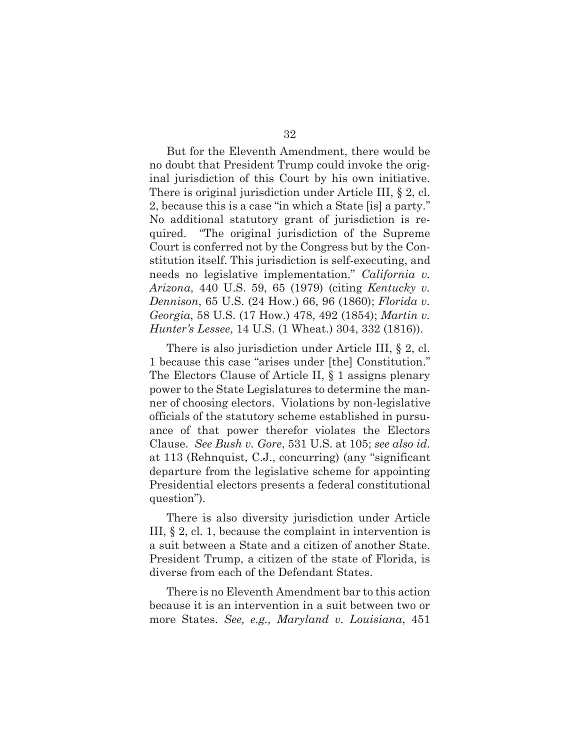But for the Eleventh Amendment, there would be no doubt that President Trump could invoke the original jurisdiction of this Court by his own initiative. There is original jurisdiction under Article III, § 2, cl. 2, because this is a case "in which a State [is] a party." No additional statutory grant of jurisdiction is required. "The original jurisdiction of the Supreme Court is conferred not by the Congress but by the Constitution itself. This jurisdiction is self-executing, and needs no legislative implementation." *California v. Arizona*, 440 U.S. 59, 65 (1979) (citing *Kentucky v. Dennison*, 65 U.S. (24 How.) 66, 96 (1860); *Florida v. Georgia*, 58 U.S. (17 How.) 478, 492 (1854); *Martin v. Hunter's Lessee*, 14 U.S. (1 Wheat.) 304, 332 (1816)).

There is also jurisdiction under Article III, § 2, cl. 1 because this case "arises under [the] Constitution." The Electors Clause of Article II, § 1 assigns plenary power to the State Legislatures to determine the manner of choosing electors. Violations by non-legislative officials of the statutory scheme established in pursuance of that power therefor violates the Electors Clause. *See Bush v. Gore*, 531 U.S. at 105; *see also id.* at 113 (Rehnquist, C.J., concurring) (any "significant departure from the legislative scheme for appointing Presidential electors presents a federal constitutional question").

There is also diversity jurisdiction under Article III, § 2, cl. 1, because the complaint in intervention is a suit between a State and a citizen of another State. President Trump, a citizen of the state of Florida, is diverse from each of the Defendant States.

There is no Eleventh Amendment bar to this action because it is an intervention in a suit between two or more States. *See, e.g., Maryland v. Louisiana*, 451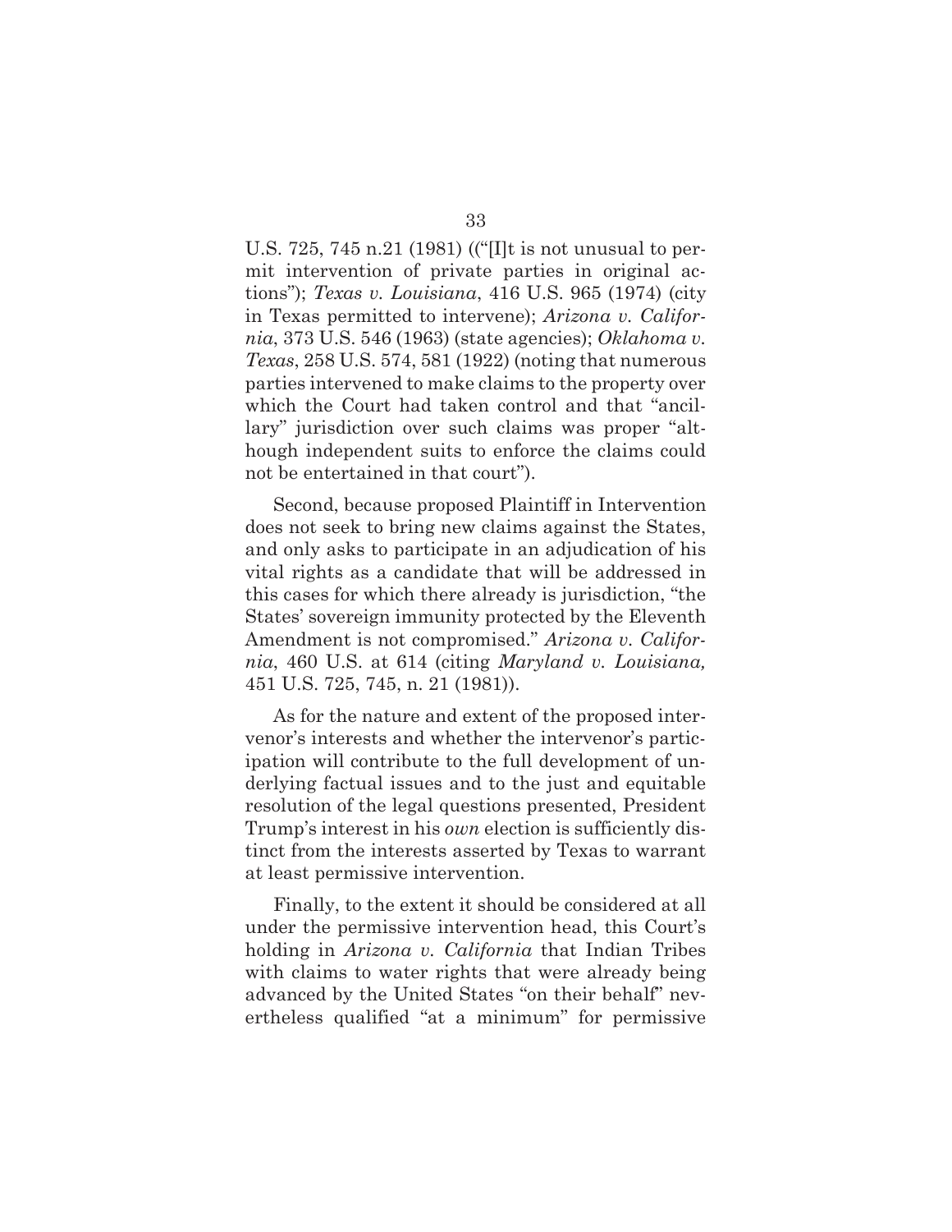U.S. 725, 745 n.21 (1981) (("[I]t is not unusual to permit intervention of private parties in original actions"); *Texas v. Louisiana*, 416 U.S. 965 (1974) (city in Texas permitted to intervene); *Arizona v. California*, 373 U.S. 546 (1963) (state agencies); *Oklahoma v. Texas*, 258 U.S. 574, 581 (1922) (noting that numerous parties intervened to make claims to the property over which the Court had taken control and that "ancillary" jurisdiction over such claims was proper "although independent suits to enforce the claims could not be entertained in that court").

Second, because proposed Plaintiff in Intervention does not seek to bring new claims against the States, and only asks to participate in an adjudication of his vital rights as a candidate that will be addressed in this cases for which there already is jurisdiction, "the States' sovereign immunity protected by the Eleventh Amendment is not compromised." *Arizona v. California*, 460 U.S. at 614 (citing *Maryland v. Louisiana,* 451 U.S. 725, 745, n. 21 (1981)).

As for the nature and extent of the proposed intervenor's interests and whether the intervenor's participation will contribute to the full development of underlying factual issues and to the just and equitable resolution of the legal questions presented, President Trump's interest in his *own* election is sufficiently distinct from the interests asserted by Texas to warrant at least permissive intervention.

Finally, to the extent it should be considered at all under the permissive intervention head, this Court's holding in *Arizona v. California* that Indian Tribes with claims to water rights that were already being advanced by the United States "on their behalf" nevertheless qualified "at a minimum" for permissive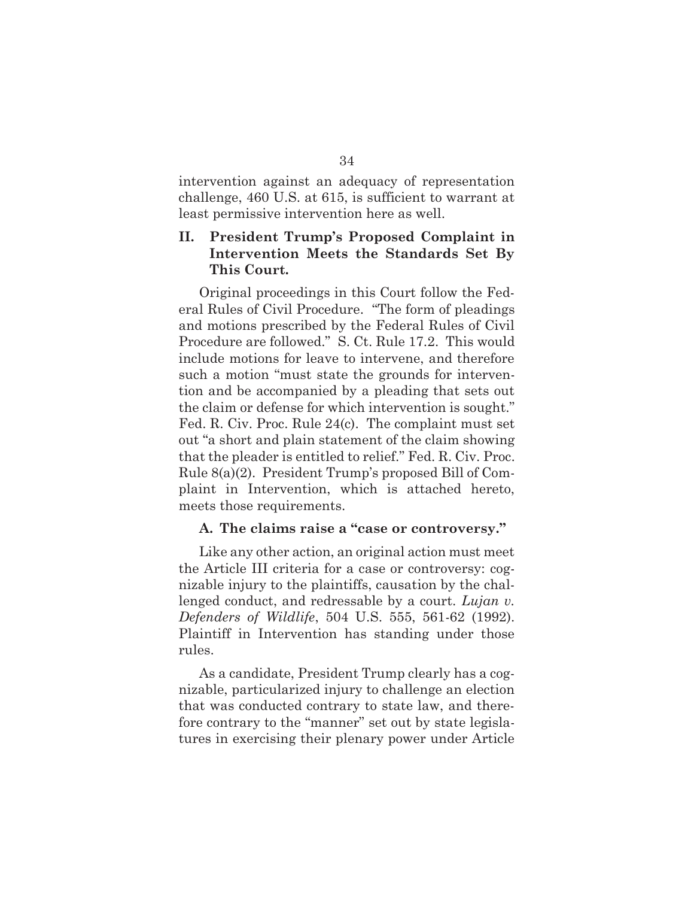intervention against an adequacy of representation challenge, 460 U.S. at 615, is sufficient to warrant at least permissive intervention here as well.

## II. President Trump's Proposed Complaint in Intervention Meets the Standards Set By This Court.

Original proceedings in this Court follow the Federal Rules of Civil Procedure. "The form of pleadings and motions prescribed by the Federal Rules of Civil Procedure are followed." S. Ct. Rule 17.2. This would include motions for leave to intervene, and therefore such a motion "must state the grounds for intervention and be accompanied by a pleading that sets out the claim or defense for which intervention is sought." Fed. R. Civ. Proc. Rule 24(c). The complaint must set out "a short and plain statement of the claim showing that the pleader is entitled to relief." Fed. R. Civ. Proc. Rule 8(a)(2). President Trump's proposed Bill of Complaint in Intervention, which is attached hereto, meets those requirements.

### A. The claims raise a "case or controversy."

Like any other action, an original action must meet the Article III criteria for a case or controversy: cognizable injury to the plaintiffs, causation by the challenged conduct, and redressable by a court. *Lujan v. Defenders of Wildlife*, 504 U.S. 555, 561-62 (1992). Plaintiff in Intervention has standing under those rules.

As a candidate, President Trump clearly has a cognizable, particularized injury to challenge an election that was conducted contrary to state law, and therefore contrary to the "manner" set out by state legislatures in exercising their plenary power under Article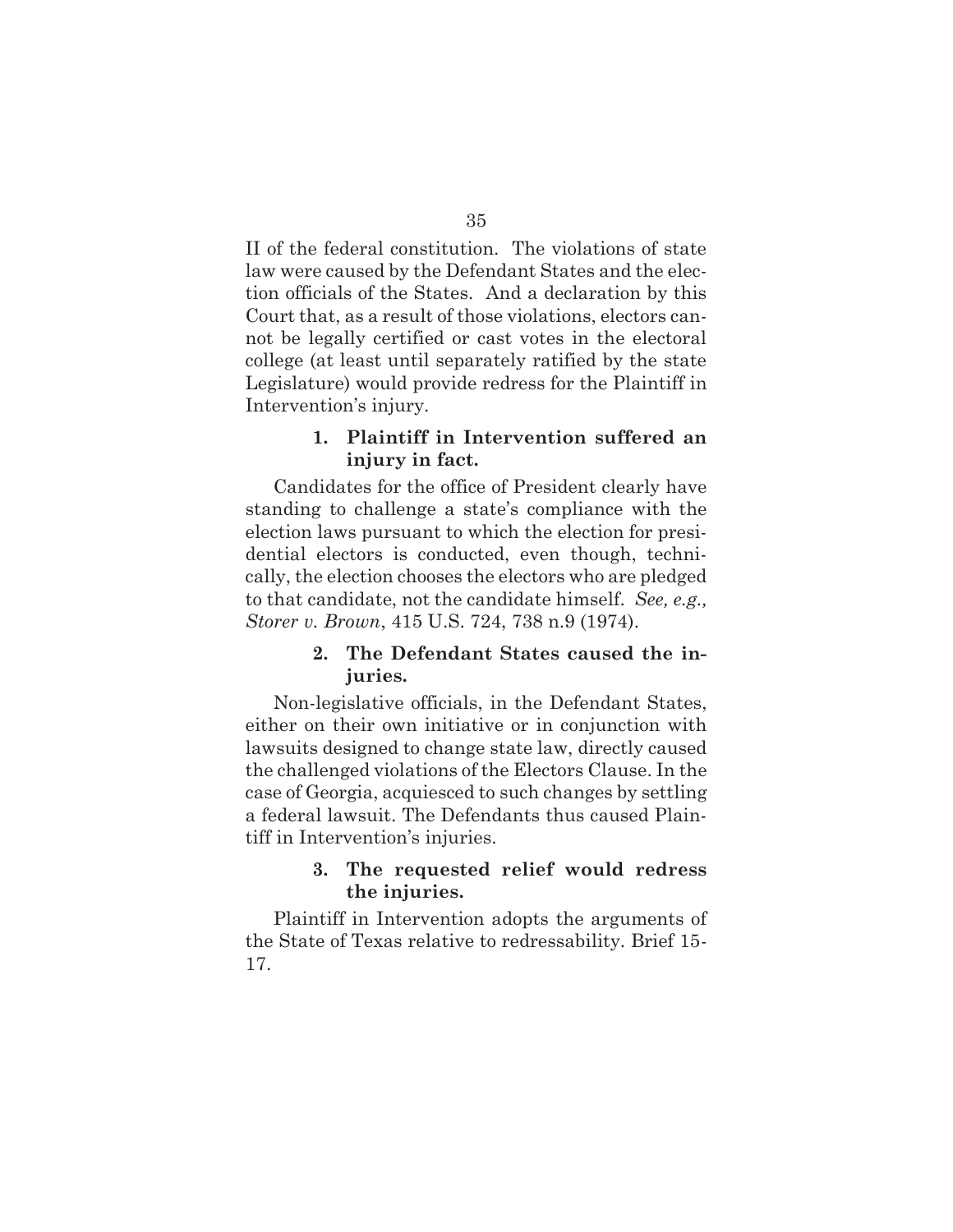II of the federal constitution. The violations of state law were caused by the Defendant States and the election officials of the States. And a declaration by this Court that, as a result of those violations, electors cannot be legally certified or cast votes in the electoral college (at least until separately ratified by the state Legislature) would provide redress for the Plaintiff in Intervention's injury.

#### 1. Plaintiff in Intervention suffered an injury in fact.

Candidates for the office of President clearly have standing to challenge a state's compliance with the election laws pursuant to which the election for presidential electors is conducted, even though, technically, the election chooses the electors who are pledged to that candidate, not the candidate himself. *See, e.g., Storer v. Brown*, 415 U.S. 724, 738 n.9 (1974).

#### 2. The Defendant States caused the injuries.

Non-legislative officials, in the Defendant States, either on their own initiative or in conjunction with lawsuits designed to change state law, directly caused the challenged violations of the Electors Clause. In the case of Georgia, acquiesced to such changes by settling a federal lawsuit. The Defendants thus caused Plaintiff in Intervention's injuries.

#### 3. The requested relief would redress the injuries.

Plaintiff in Intervention adopts the arguments of the State of Texas relative to redressability. Brief 15-17.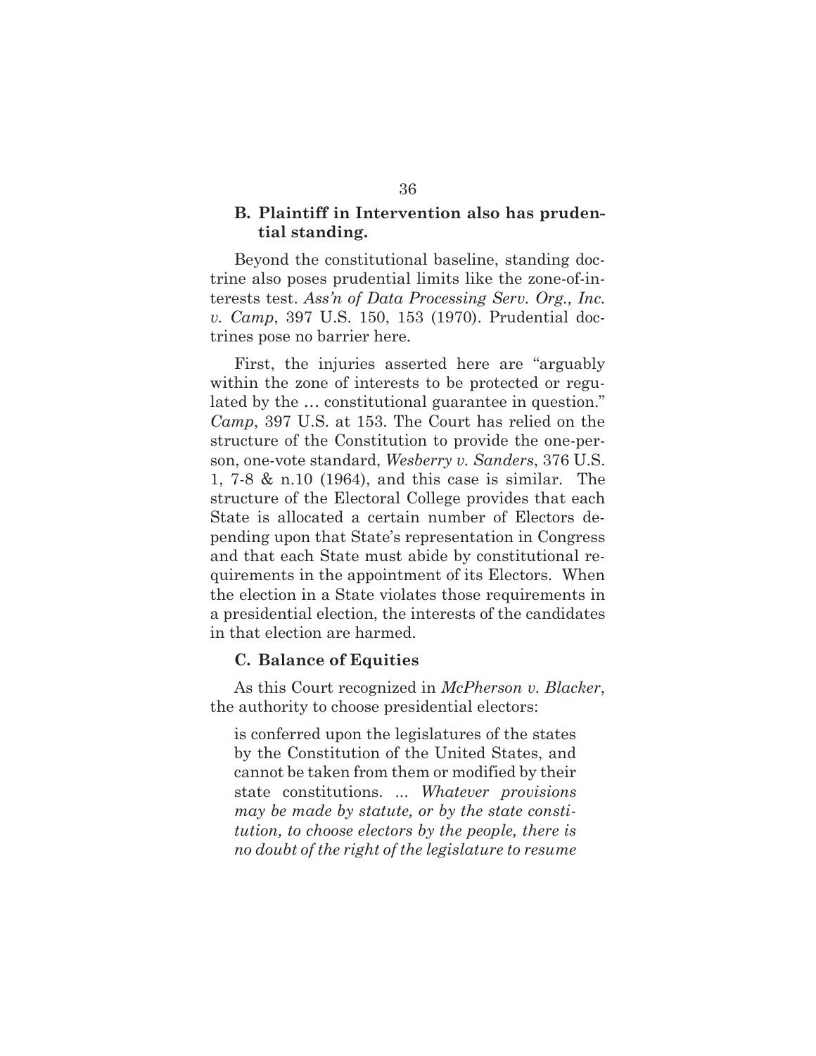### B. Plaintiff in Intervention also has prudential standing.

Beyond the constitutional baseline, standing doctrine also poses prudential limits like the zone-of-interests test. *Ass'n of Data Processing Serv. Org., Inc. v. Camp*, 397 U.S. 150, 153 (1970). Prudential doctrines pose no barrier here.

First, the injuries asserted here are "arguably within the zone of interests to be protected or regulated by the … constitutional guarantee in question." *Camp*, 397 U.S. at 153. The Court has relied on the structure of the Constitution to provide the one-person, one-vote standard, *Wesberry v. Sanders*, 376 U.S. 1, 7-8 & n.10 (1964), and this case is similar. The structure of the Electoral College provides that each State is allocated a certain number of Electors depending upon that State's representation in Congress and that each State must abide by constitutional requirements in the appointment of its Electors. When the election in a State violates those requirements in a presidential election, the interests of the candidates in that election are harmed.

### C. Balance of Equities

As this Court recognized in *McPherson v. Blacker*, the authority to choose presidential electors:

> is conferred upon the legislatures of the states by the Constitution of the United States, and cannot be taken from them or modified by their state constitutions. ... *Whatever provisions may be made by statute, or by the state constitution, to choose electors by the people, there is no doubt of the right of the legislature to resume*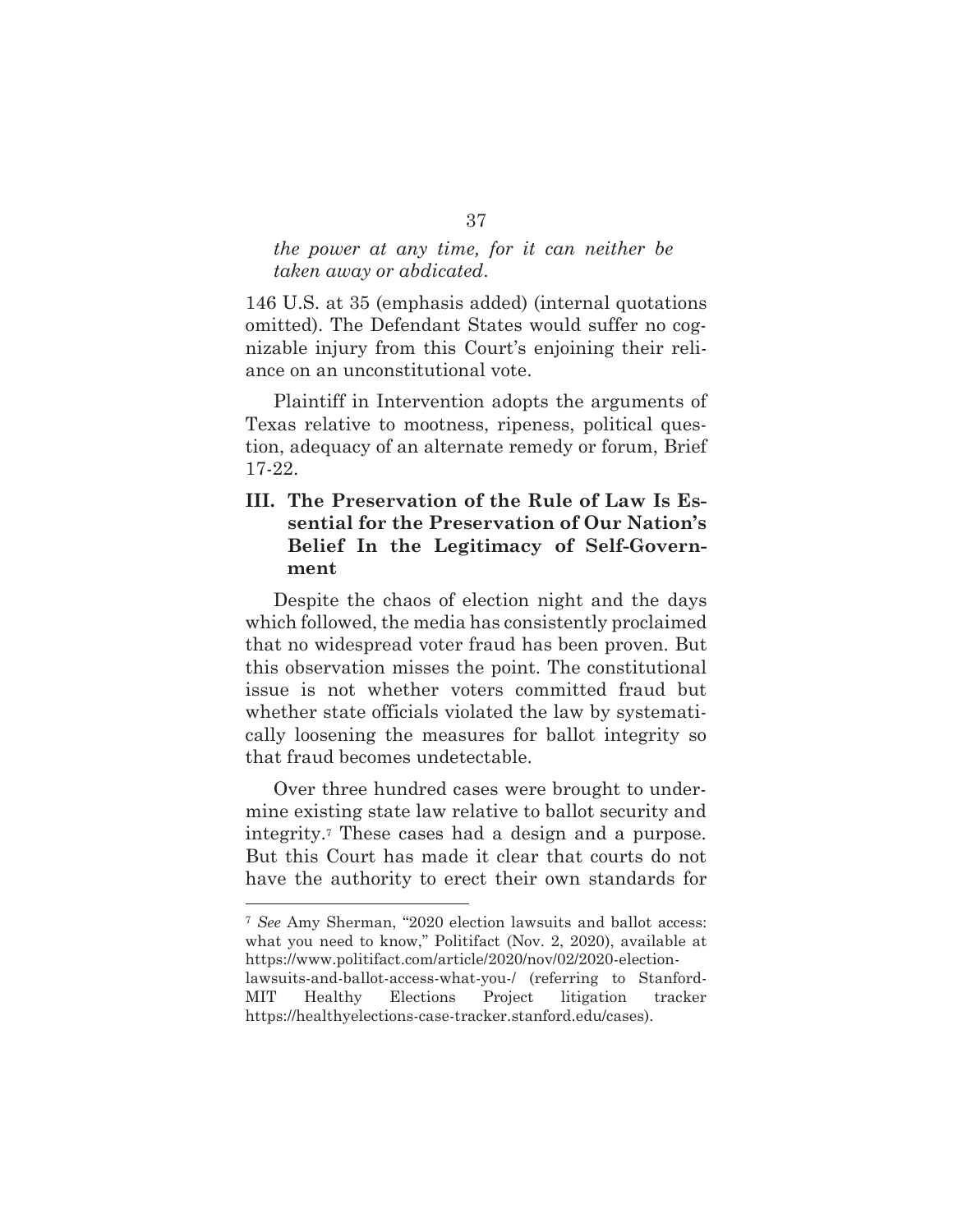*the power at any time, for it can neither be taken away or abdicated*.

146 U.S. at 35 (emphasis added) (internal quotations omitted). The Defendant States would suffer no cognizable injury from this Court's enjoining their reliance on an unconstitutional vote.

Plaintiff in Intervention adopts the arguments of Texas relative to mootness, ripeness, political question, adequacy of an alternate remedy or forum, Brief 17-22.

## III. The Preservation of the Rule of Law Is Essential for the Preservation of Our Nation's Belief In the Legitimacy of Self-Government

Despite the chaos of election night and the days which followed, the media has consistently proclaimed that no widespread voter fraud has been proven. But this observation misses the point. The constitutional issue is not whether voters committed fraud but whether state officials violated the law by systematically loosening the measures for ballot integrity so that fraud becomes undetectable.

Over three hundred cases were brought to undermine existing state law relative to ballot security and integrity.[7] These cases had a design and a purpose. But this Court has made it clear that courts do not have the authority to erect their own standards for

---

[7] *See* Amy Sherman, "2020 election lawsuits and ballot access: what you need to know," Politifact (Nov. 2, 2020), available at https://www.politifact.com/article/2020/nov/02/2020-election-lawsuits-and-ballot-access-what-you-/ (referring to Stanford-MIT Healthy Elections Project litigation tracker https://healthyelections-case-tracker.stanford.edu/cases).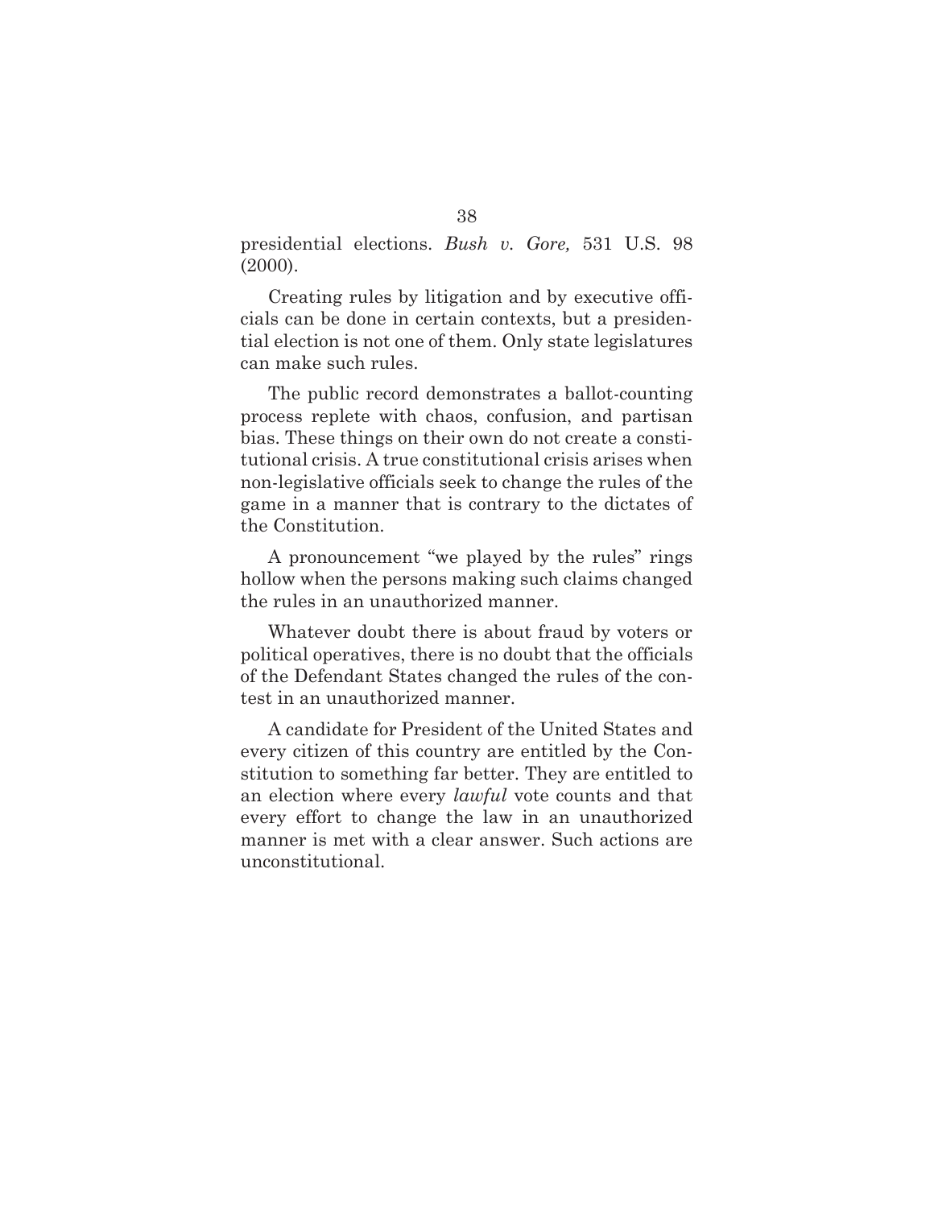presidential elections. *Bush v. Gore,* 531 U.S. 98 (2000).

Creating rules by litigation and by executive officials can be done in certain contexts, but a presidential election is not one of them. Only state legislatures can make such rules.

The public record demonstrates a ballot-counting process replete with chaos, confusion, and partisan bias. These things on their own do not create a constitutional crisis. A true constitutional crisis arises when non-legislative officials seek to change the rules of the game in a manner that is contrary to the dictates of the Constitution.

A pronouncement "we played by the rules" rings hollow when the persons making such claims changed the rules in an unauthorized manner.

Whatever doubt there is about fraud by voters or political operatives, there is no doubt that the officials of the Defendant States changed the rules of the contest in an unauthorized manner.

A candidate for President of the United States and every citizen of this country are entitled by the Constitution to something far better. They are entitled to an election where every *lawful* vote counts and that every effort to change the law in an unauthorized manner is met with a clear answer. Such actions are unconstitutional.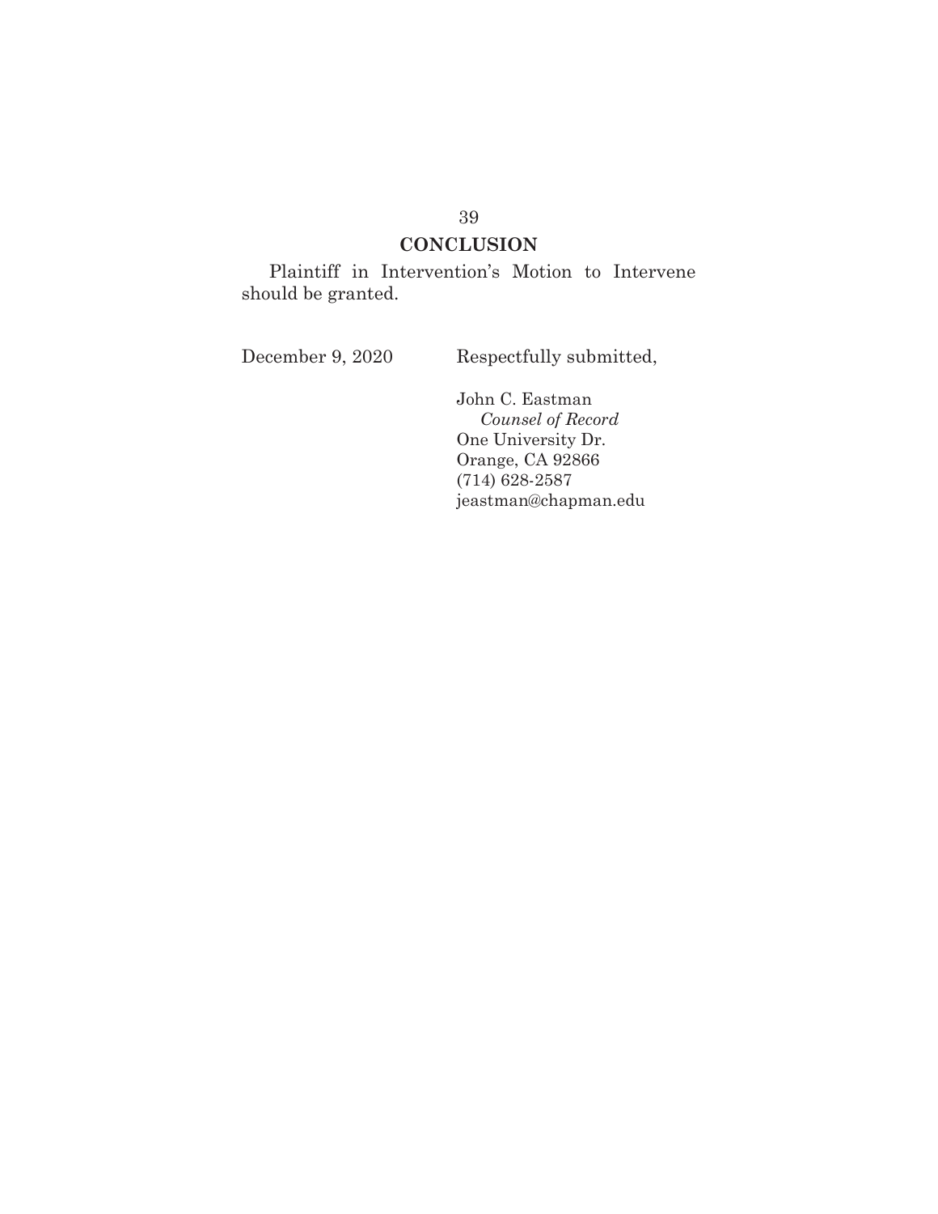## CONCLUSION

Plaintiff in Intervention's Motion to Intervene should be granted.

December 9, 2020

Respectfully submitted,

John C. Eastman
*Counsel of Record*
One University Dr.
Orange, CA 92866
(714) 628-2587
jeastman@chapman.edu